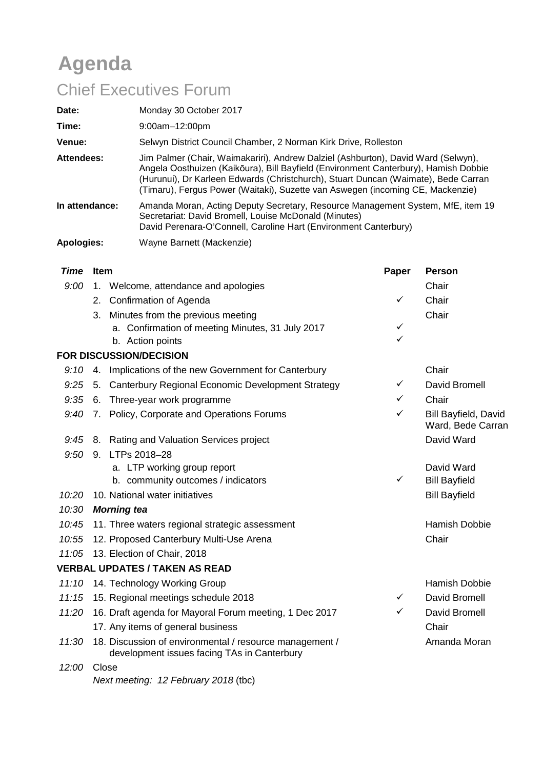# Agenda

## Chief Executives Forum

| | |
|---|---|
| **Date:** | Monday 30 October 2017 |
| **Time:** | 9:00am–12:00pm |
| **Venue:** | Selwyn District Council Chamber, 2 Norman Kirk Drive, Rolleston |
| **Attendees:** | Jim Palmer (Chair, Waimakariri), Andrew Dalziel (Ashburton), David Ward (Selwyn), Angela Oosthuizen (Kaikōura), Bill Bayfield (Environment Canterbury), Hamish Dobbie (Hurunui), Dr Karleen Edwards (Christchurch), Stuart Duncan (Waimate), Bede Carran (Timaru), Fergus Power (Waitaki), Suzette van Aswegen (incoming CE, Mackenzie) |
| **In attendance:** | Amanda Moran, Acting Deputy Secretary, Resource Management System, MfE, item 19<br>Secretariat: David Bromell, Louise McDonald (Minutes)<br>David Perenara-O'Connell, Caroline Hart (Environment Canterbury) |
| **Apologies:** | Wayne Barnett (Mackenzie) |

| *Time* | **Item** | **Paper** | **Person** |
|---|---|---|---|
| *9:00* | 1. Welcome, attendance and apologies | | Chair |
| | 2. Confirmation of Agenda | ✓ | Chair |
| | 3. Minutes from the previous meeting | | Chair |
| | a. Confirmation of meeting Minutes, 31 July 2017 | ✓ | |
| | b. Action points | ✓ | |
| **FOR DISCUSSION/DECISION** | | | |
| *9:10* | 4. Implications of the new Government for Canterbury | | Chair |
| *9:25* | 5. Canterbury Regional Economic Development Strategy | ✓ | David Bromell |
| *9:35* | 6. Three-year work programme | ✓ | Chair |
| *9:40* | 7. Policy, Corporate and Operations Forums | ✓ | Bill Bayfield, David Ward, Bede Carran |
| *9:45* | 8. Rating and Valuation Services project | | David Ward |
| *9:50* | 9. LTPs 2018–28 | | |
| | a. LTP working group report | | David Ward |
| | b. community outcomes / indicators | ✓ | Bill Bayfield |
| *10:20* | 10. National water initiatives | | Bill Bayfield |
| *10:30* | ***Morning tea*** | | |
| *10:45* | 11. Three waters regional strategic assessment | | Hamish Dobbie |
| *10:55* | 12. Proposed Canterbury Multi-Use Arena | | Chair |
| *11:05* | 13. Election of Chair, 2018 | | |
| **VERBAL UPDATES / TAKEN AS READ** | | | |
| *11:10* | 14. Technology Working Group | | Hamish Dobbie |
| *11:15* | 15. Regional meetings schedule 2018 | ✓ | David Bromell |
| *11:20* | 16. Draft agenda for Mayoral Forum meeting, 1 Dec 2017 | ✓ | David Bromell |
| | 17. Any items of general business | | Chair |
| *11:30* | 18. Discussion of environmental / resource management / development issues facing TAs in Canterbury | | Amanda Moran |
| *12:00* | Close<br>*Next meeting: 12 February 2018* (tbc) | | |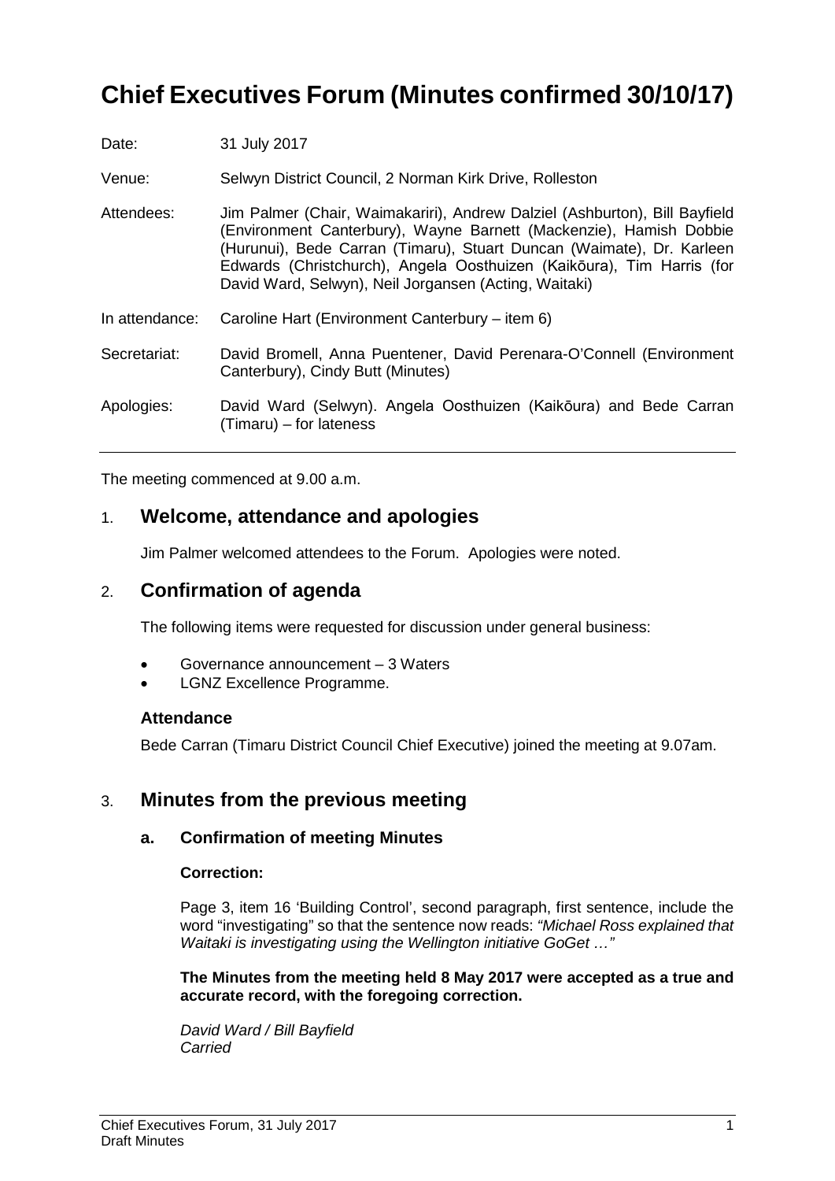# Chief Executives Forum (Minutes confirmed 30/10/17)

| | |
|---|---|
| Date: | 31 July 2017 |
| Venue: | Selwyn District Council, 2 Norman Kirk Drive, Rolleston |
| Attendees: | Jim Palmer (Chair, Waimakariri), Andrew Dalziel (Ashburton), Bill Bayfield (Environment Canterbury), Wayne Barnett (Mackenzie), Hamish Dobbie (Hurunui), Bede Carran (Timaru), Stuart Duncan (Waimate), Dr. Karleen Edwards (Christchurch), Angela Oosthuizen (Kaikōura), Tim Harris (for David Ward, Selwyn), Neil Jorgansen (Acting, Waitaki) |
| In attendance: | Caroline Hart (Environment Canterbury – item 6) |
| Secretariat: | David Bromell, Anna Puentener, David Perenara-O'Connell (Environment Canterbury), Cindy Butt (Minutes) |
| Apologies: | David Ward (Selwyn). Angela Oosthuizen (Kaikōura) and Bede Carran (Timaru) – for lateness |

The meeting commenced at 9.00 a.m.

## 1. Welcome, attendance and apologies

Jim Palmer welcomed attendees to the Forum. Apologies were noted.

## 2. Confirmation of agenda

The following items were requested for discussion under general business:

- Governance announcement – 3 Waters
- LGNZ Excellence Programme.

### Attendance

Bede Carran (Timaru District Council Chief Executive) joined the meeting at 9.07am.

## 3. Minutes from the previous meeting

### a. Confirmation of meeting Minutes

**Correction:**

Page 3, item 16 'Building Control', second paragraph, first sentence, include the word "investigating" so that the sentence now reads: *"Michael Ross explained that Waitaki is investigating using the Wellington initiative GoGet …"*

**The Minutes from the meeting held 8 May 2017 were accepted as a true and accurate record, with the foregoing correction.**

*David Ward / Bill Bayfield*
*Carried*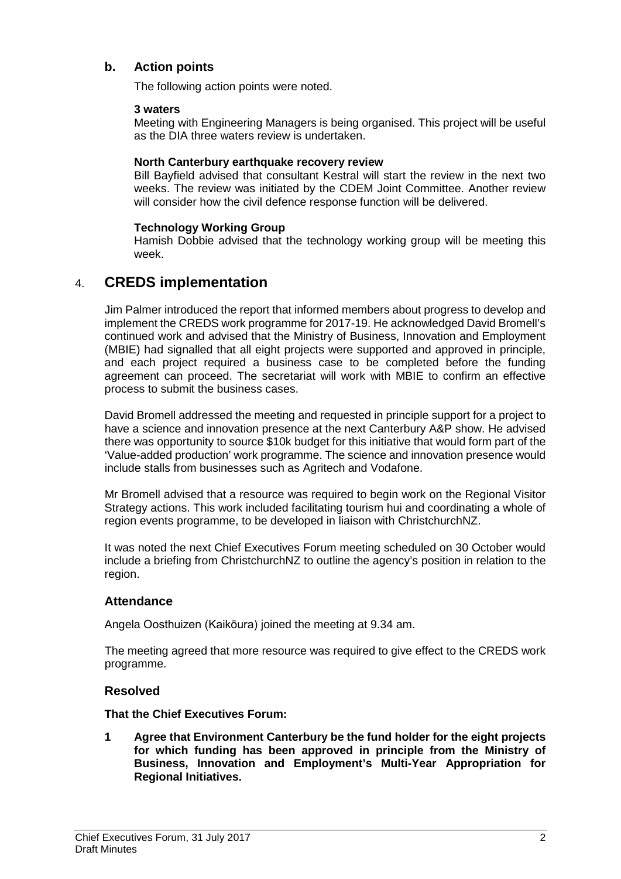## b. Action points

The following action points were noted.

**3 waters**

Meeting with Engineering Managers is being organised. This project will be useful as the DIA three waters review is undertaken.

**North Canterbury earthquake recovery review**

Bill Bayfield advised that consultant Kestral will start the review in the next two weeks. The review was initiated by the CDEM Joint Committee. Another review will consider how the civil defence response function will be delivered.

**Technology Working Group**

Hamish Dobbie advised that the technology working group will be meeting this week.

# 4. CREDS implementation

Jim Palmer introduced the report that informed members about progress to develop and implement the CREDS work programme for 2017-19. He acknowledged David Bromell's continued work and advised that the Ministry of Business, Innovation and Employment (MBIE) had signalled that all eight projects were supported and approved in principle, and each project required a business case to be completed before the funding agreement can proceed. The secretariat will work with MBIE to confirm an effective process to submit the business cases.

David Bromell addressed the meeting and requested in principle support for a project to have a science and innovation presence at the next Canterbury A&P show. He advised there was opportunity to source $10k budget for this initiative that would form part of the 'Value-added production' work programme. The science and innovation presence would include stalls from businesses such as Agritech and Vodafone.

Mr Bromell advised that a resource was required to begin work on the Regional Visitor Strategy actions. This work included facilitating tourism hui and coordinating a whole of region events programme, to be developed in liaison with ChristchurchNZ.

It was noted the next Chief Executives Forum meeting scheduled on 30 October would include a briefing from ChristchurchNZ to outline the agency's position in relation to the region.

## Attendance

Angela Oosthuizen (Kaikōura) joined the meeting at 9.34 am.

The meeting agreed that more resource was required to give effect to the CREDS work programme.

## Resolved

**That the Chief Executives Forum:**

**1 Agree that Environment Canterbury be the fund holder for the eight projects for which funding has been approved in principle from the Ministry of Business, Innovation and Employment's Multi-Year Appropriation for Regional Initiatives.**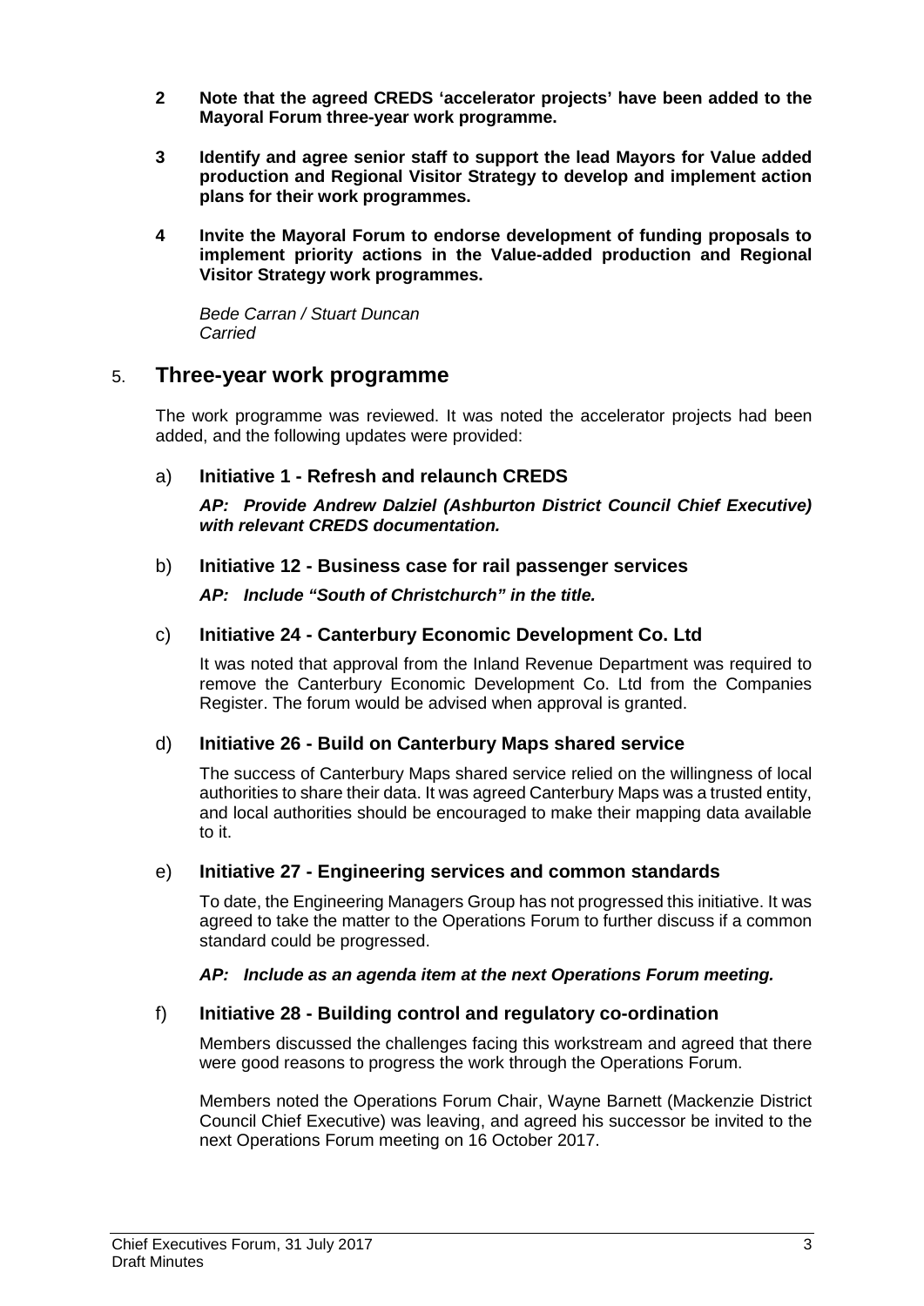**2 Note that the agreed CREDS 'accelerator projects' have been added to the Mayoral Forum three-year work programme.**

**3 Identify and agree senior staff to support the lead Mayors for Value added production and Regional Visitor Strategy to develop and implement action plans for their work programmes.**

**4 Invite the Mayoral Forum to endorse development of funding proposals to implement priority actions in the Value-added production and Regional Visitor Strategy work programmes.**

*Bede Carran / Stuart Duncan*
*Carried*

## 5. Three-year work programme

The work programme was reviewed. It was noted the accelerator projects had been added, and the following updates were provided:

### a) Initiative 1 - Refresh and relaunch CREDS

***AP: Provide Andrew Dalziel (Ashburton District Council Chief Executive) with relevant CREDS documentation.***

### b) Initiative 12 - Business case for rail passenger services

***AP: Include "South of Christchurch" in the title.***

### c) Initiative 24 - Canterbury Economic Development Co. Ltd

It was noted that approval from the Inland Revenue Department was required to remove the Canterbury Economic Development Co. Ltd from the Companies Register. The forum would be advised when approval is granted.

### d) Initiative 26 - Build on Canterbury Maps shared service

The success of Canterbury Maps shared service relied on the willingness of local authorities to share their data. It was agreed Canterbury Maps was a trusted entity, and local authorities should be encouraged to make their mapping data available to it.

### e) Initiative 27 - Engineering services and common standards

To date, the Engineering Managers Group has not progressed this initiative. It was agreed to take the matter to the Operations Forum to further discuss if a common standard could be progressed.

***AP: Include as an agenda item at the next Operations Forum meeting.***

### f) Initiative 28 - Building control and regulatory co-ordination

Members discussed the challenges facing this workstream and agreed that there were good reasons to progress the work through the Operations Forum.

Members noted the Operations Forum Chair, Wayne Barnett (Mackenzie District Council Chief Executive) was leaving, and agreed his successor be invited to the next Operations Forum meeting on 16 October 2017.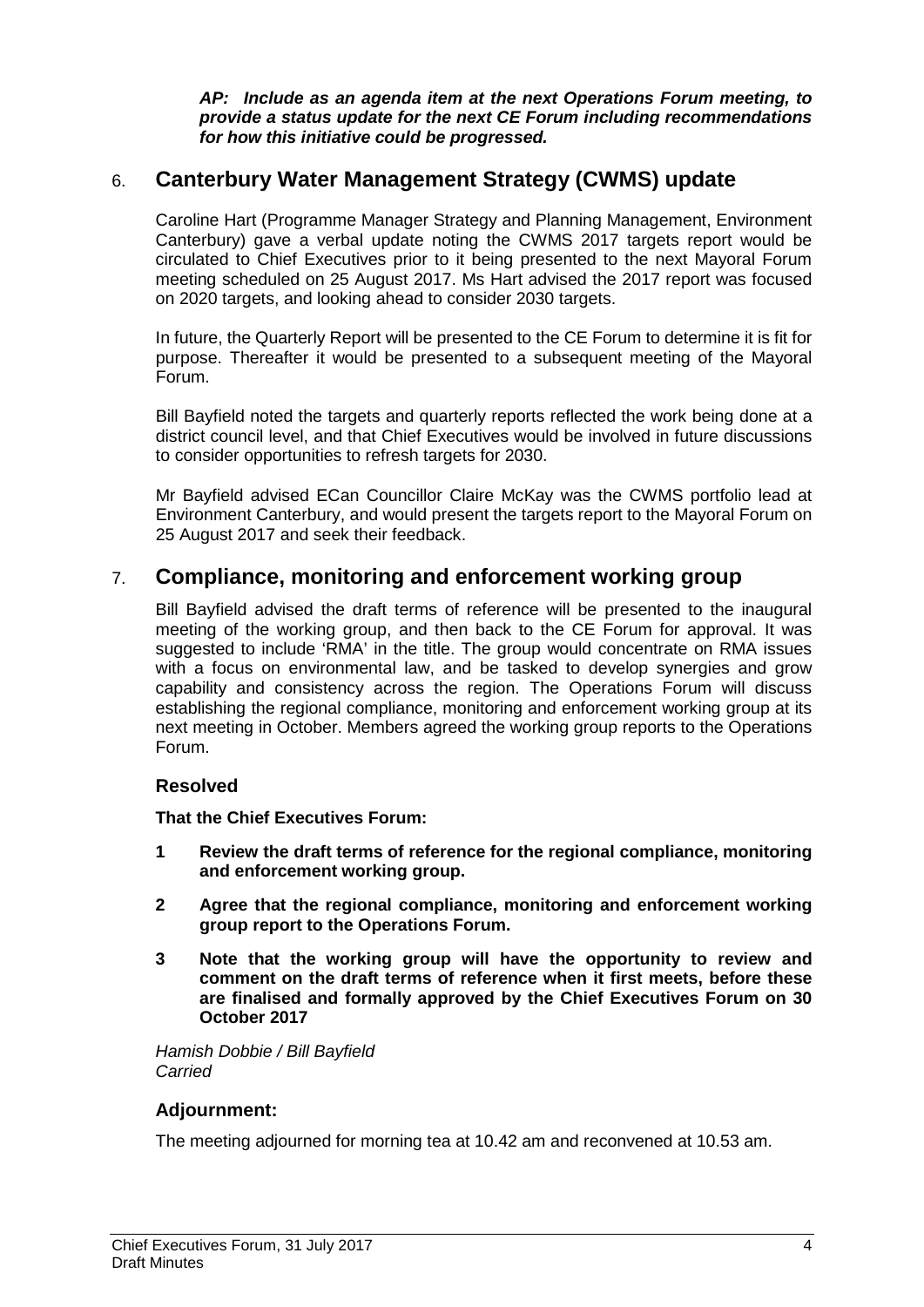***AP: Include as an agenda item at the next Operations Forum meeting, to provide a status update for the next CE Forum including recommendations for how this initiative could be progressed.***

## 6. Canterbury Water Management Strategy (CWMS) update

Caroline Hart (Programme Manager Strategy and Planning Management, Environment Canterbury) gave a verbal update noting the CWMS 2017 targets report would be circulated to Chief Executives prior to it being presented to the next Mayoral Forum meeting scheduled on 25 August 2017. Ms Hart advised the 2017 report was focused on 2020 targets, and looking ahead to consider 2030 targets.

In future, the Quarterly Report will be presented to the CE Forum to determine it is fit for purpose. Thereafter it would be presented to a subsequent meeting of the Mayoral Forum.

Bill Bayfield noted the targets and quarterly reports reflected the work being done at a district council level, and that Chief Executives would be involved in future discussions to consider opportunities to refresh targets for 2030.

Mr Bayfield advised ECan Councillor Claire McKay was the CWMS portfolio lead at Environment Canterbury, and would present the targets report to the Mayoral Forum on 25 August 2017 and seek their feedback.

## 7. Compliance, monitoring and enforcement working group

Bill Bayfield advised the draft terms of reference will be presented to the inaugural meeting of the working group, and then back to the CE Forum for approval. It was suggested to include 'RMA' in the title. The group would concentrate on RMA issues with a focus on environmental law, and be tasked to develop synergies and grow capability and consistency across the region. The Operations Forum will discuss establishing the regional compliance, monitoring and enforcement working group at its next meeting in October. Members agreed the working group reports to the Operations Forum.

### Resolved

**That the Chief Executives Forum:**

**1 Review the draft terms of reference for the regional compliance, monitoring and enforcement working group.**

**2 Agree that the regional compliance, monitoring and enforcement working group report to the Operations Forum.**

**3 Note that the working group will have the opportunity to review and comment on the draft terms of reference when it first meets, before these are finalised and formally approved by the Chief Executives Forum on 30 October 2017**

*Hamish Dobbie / Bill Bayfield*
*Carried*

### Adjournment:

The meeting adjourned for morning tea at 10.42 am and reconvened at 10.53 am.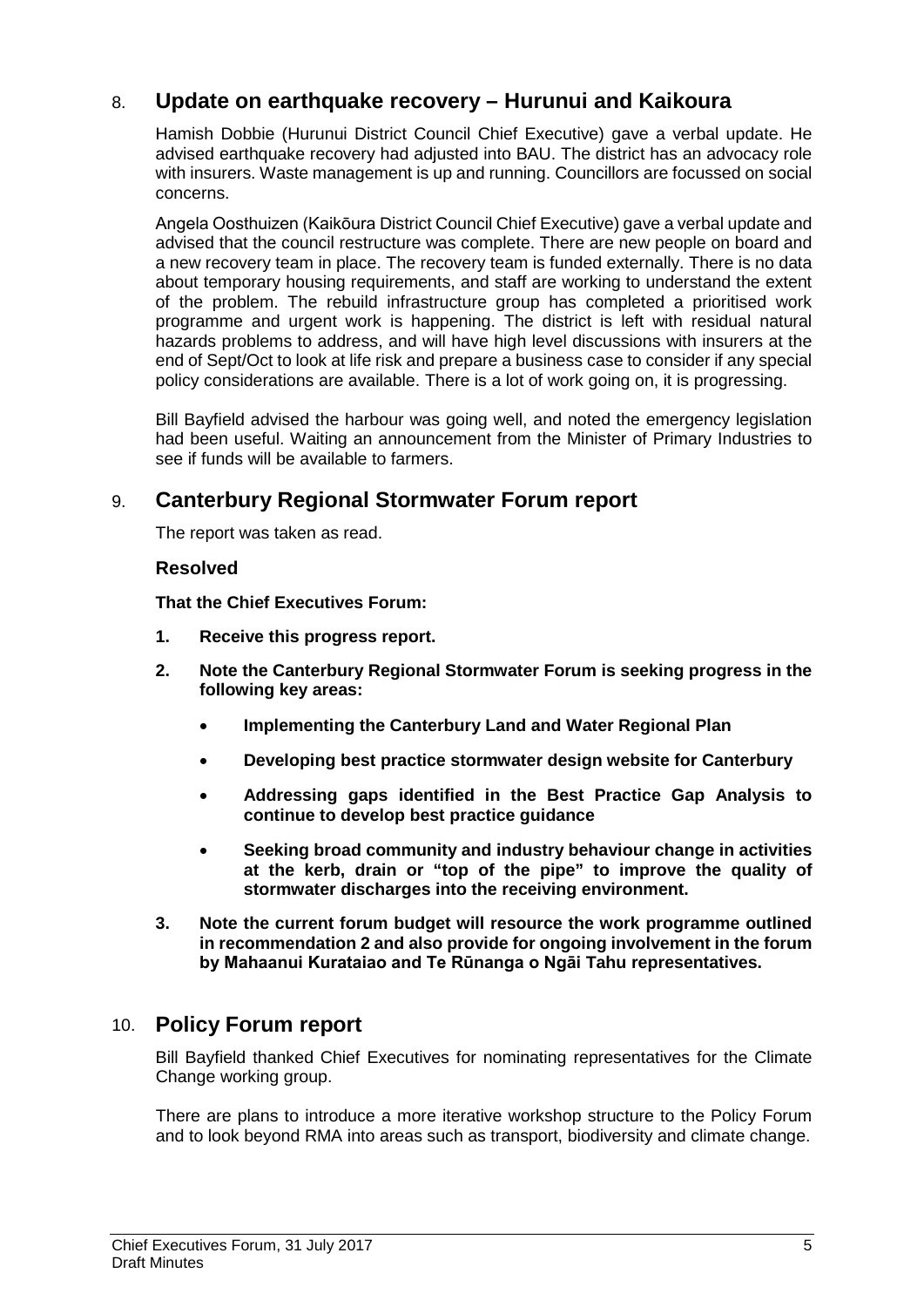## 8. Update on earthquake recovery – Hurunui and Kaikoura

Hamish Dobbie (Hurunui District Council Chief Executive) gave a verbal update. He advised earthquake recovery had adjusted into BAU. The district has an advocacy role with insurers. Waste management is up and running. Councillors are focussed on social concerns.

Angela Oosthuizen (Kaikōura District Council Chief Executive) gave a verbal update and advised that the council restructure was complete. There are new people on board and a new recovery team in place. The recovery team is funded externally. There is no data about temporary housing requirements, and staff are working to understand the extent of the problem. The rebuild infrastructure group has completed a prioritised work programme and urgent work is happening. The district is left with residual natural hazards problems to address, and will have high level discussions with insurers at the end of Sept/Oct to look at life risk and prepare a business case to consider if any special policy considerations are available. There is a lot of work going on, it is progressing.

Bill Bayfield advised the harbour was going well, and noted the emergency legislation had been useful. Waiting an announcement from the Minister of Primary Industries to see if funds will be available to farmers.

## 9. Canterbury Regional Stormwater Forum report

The report was taken as read.

### Resolved

**That the Chief Executives Forum:**

1. **Receive this progress report.**
2. **Note the Canterbury Regional Stormwater Forum is seeking progress in the following key areas:**
   - **Implementing the Canterbury Land and Water Regional Plan**
   - **Developing best practice stormwater design website for Canterbury**
   - **Addressing gaps identified in the Best Practice Gap Analysis to continue to develop best practice guidance**
   - **Seeking broad community and industry behaviour change in activities at the kerb, drain or "top of the pipe" to improve the quality of stormwater discharges into the receiving environment.**
3. **Note the current forum budget will resource the work programme outlined in recommendation 2 and also provide for ongoing involvement in the forum by Mahaanui Kurataiao and Te Rūnanga o Ngāi Tahu representatives.**

## 10. Policy Forum report

Bill Bayfield thanked Chief Executives for nominating representatives for the Climate Change working group.

There are plans to introduce a more iterative workshop structure to the Policy Forum and to look beyond RMA into areas such as transport, biodiversity and climate change.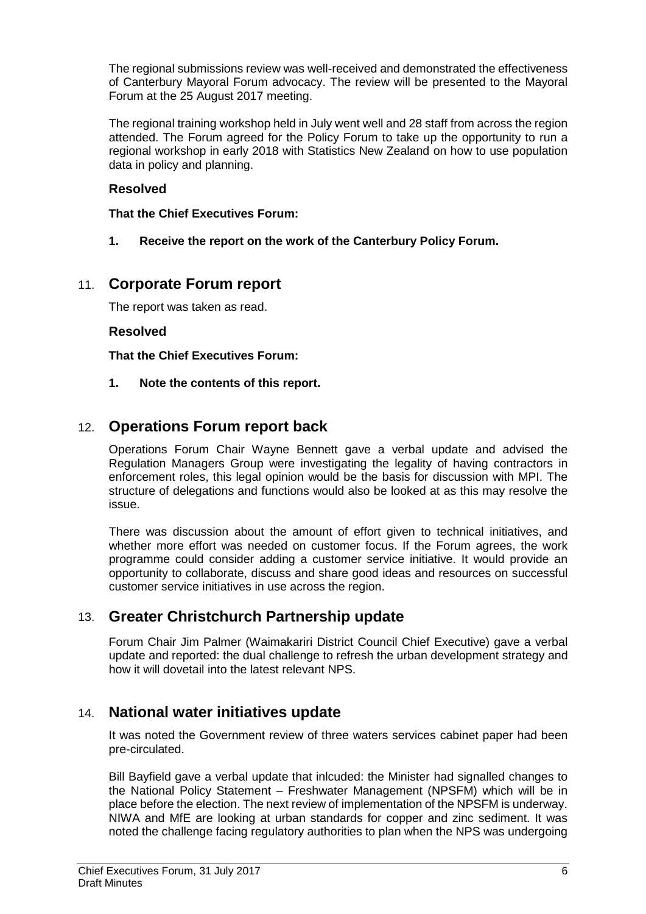The regional submissions review was well-received and demonstrated the effectiveness of Canterbury Mayoral Forum advocacy. The review will be presented to the Mayoral Forum at the 25 August 2017 meeting.

The regional training workshop held in July went well and 28 staff from across the region attended. The Forum agreed for the Policy Forum to take up the opportunity to run a regional workshop in early 2018 with Statistics New Zealand on how to use population data in policy and planning.

**Resolved**

**That the Chief Executives Forum:**

**1. Receive the report on the work of the Canterbury Policy Forum.**

## 11. Corporate Forum report

The report was taken as read.

**Resolved**

**That the Chief Executives Forum:**

**1. Note the contents of this report.**

## 12. Operations Forum report back

Operations Forum Chair Wayne Bennett gave a verbal update and advised the Regulation Managers Group were investigating the legality of having contractors in enforcement roles, this legal opinion would be the basis for discussion with MPI. The structure of delegations and functions would also be looked at as this may resolve the issue.

There was discussion about the amount of effort given to technical initiatives, and whether more effort was needed on customer focus. If the Forum agrees, the work programme could consider adding a customer service initiative. It would provide an opportunity to collaborate, discuss and share good ideas and resources on successful customer service initiatives in use across the region.

## 13. Greater Christchurch Partnership update

Forum Chair Jim Palmer (Waimakariri District Council Chief Executive) gave a verbal update and reported: the dual challenge to refresh the urban development strategy and how it will dovetail into the latest relevant NPS.

## 14. National water initiatives update

It was noted the Government review of three waters services cabinet paper had been pre-circulated.

Bill Bayfield gave a verbal update that inlcuded: the Minister had signalled changes to the National Policy Statement – Freshwater Management (NPSFM) which will be in place before the election. The next review of implementation of the NPSFM is underway. NIWA and MfE are looking at urban standards for copper and zinc sediment. It was noted the challenge facing regulatory authorities to plan when the NPS was undergoing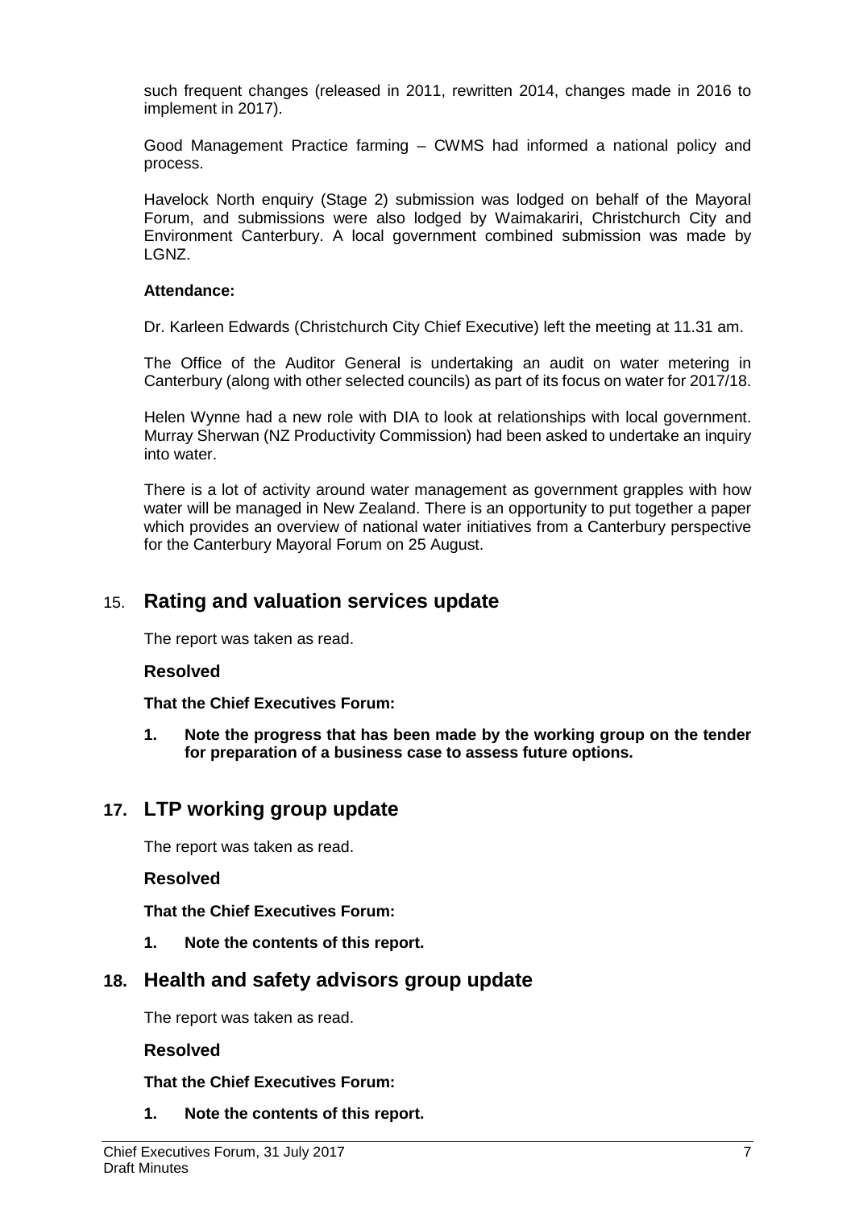such frequent changes (released in 2011, rewritten 2014, changes made in 2016 to implement in 2017).

Good Management Practice farming – CWMS had informed a national policy and process.

Havelock North enquiry (Stage 2) submission was lodged on behalf of the Mayoral Forum, and submissions were also lodged by Waimakariri, Christchurch City and Environment Canterbury. A local government combined submission was made by LGNZ.

**Attendance:**

Dr. Karleen Edwards (Christchurch City Chief Executive) left the meeting at 11.31 am.

The Office of the Auditor General is undertaking an audit on water metering in Canterbury (along with other selected councils) as part of its focus on water for 2017/18.

Helen Wynne had a new role with DIA to look at relationships with local government. Murray Sherwan (NZ Productivity Commission) had been asked to undertake an inquiry into water.

There is a lot of activity around water management as government grapples with how water will be managed in New Zealand. There is an opportunity to put together a paper which provides an overview of national water initiatives from a Canterbury perspective for the Canterbury Mayoral Forum on 25 August.

## 15. Rating and valuation services update

The report was taken as read.

### Resolved

**That the Chief Executives Forum:**

**1. Note the progress that has been made by the working group on the tender for preparation of a business case to assess future options.**

## 17. LTP working group update

The report was taken as read.

### Resolved

**That the Chief Executives Forum:**

**1. Note the contents of this report.**

## 18. Health and safety advisors group update

The report was taken as read.

### Resolved

**That the Chief Executives Forum:**

**1. Note the contents of this report.**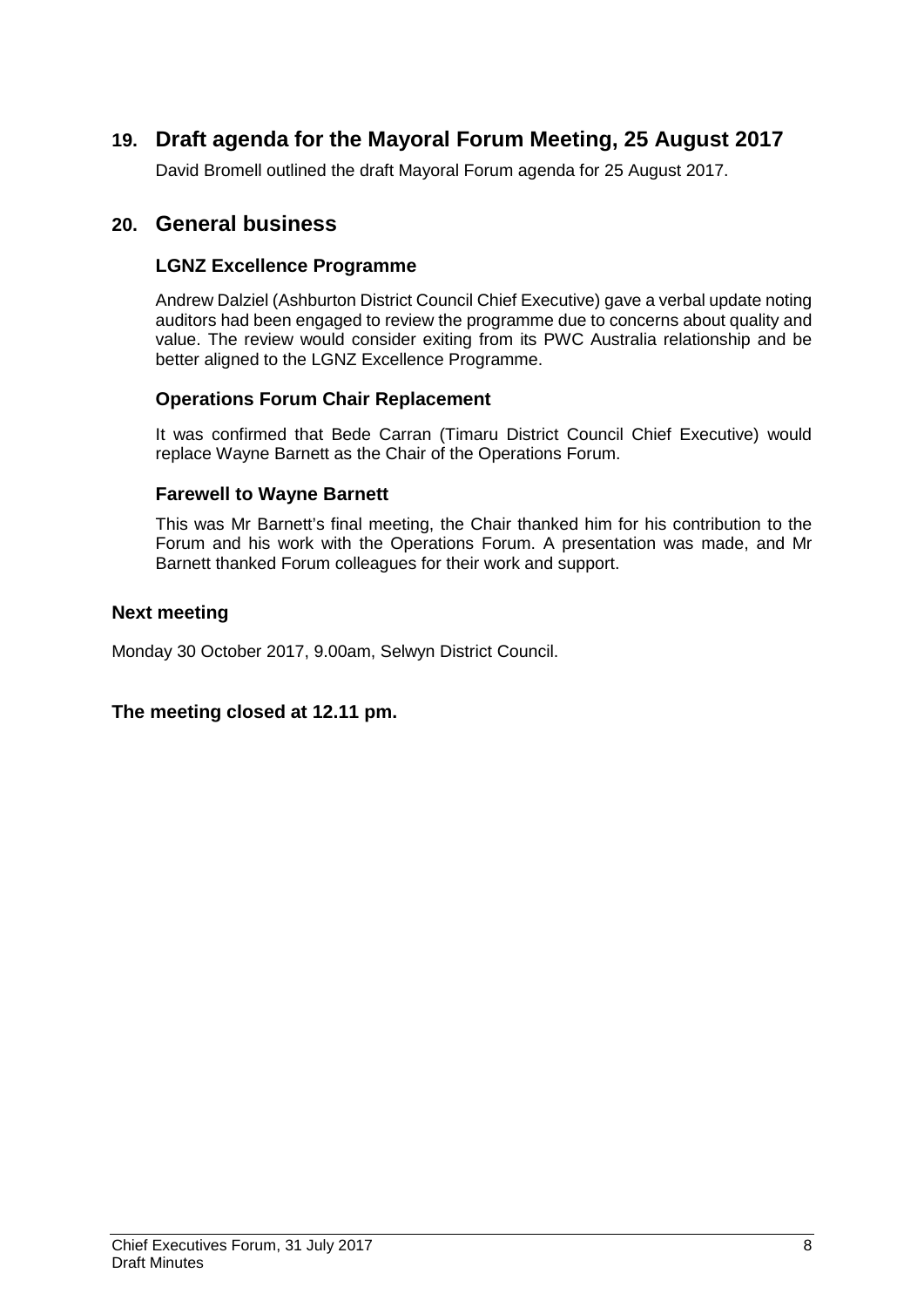## 19. Draft agenda for the Mayoral Forum Meeting, 25 August 2017

David Bromell outlined the draft Mayoral Forum agenda for 25 August 2017.

## 20. General business

### LGNZ Excellence Programme

Andrew Dalziel (Ashburton District Council Chief Executive) gave a verbal update noting auditors had been engaged to review the programme due to concerns about quality and value. The review would consider exiting from its PWC Australia relationship and be better aligned to the LGNZ Excellence Programme.

### Operations Forum Chair Replacement

It was confirmed that Bede Carran (Timaru District Council Chief Executive) would replace Wayne Barnett as the Chair of the Operations Forum.

### Farewell to Wayne Barnett

This was Mr Barnett's final meeting, the Chair thanked him for his contribution to the Forum and his work with the Operations Forum. A presentation was made, and Mr Barnett thanked Forum colleagues for their work and support.

### Next meeting

Monday 30 October 2017, 9.00am, Selwyn District Council.

**The meeting closed at 12.11 pm.**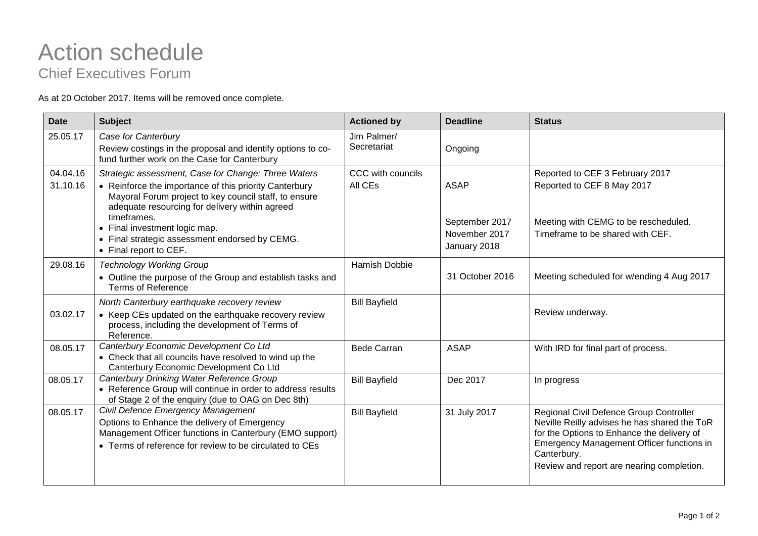# Action schedule

## Chief Executives Forum

As at 20 October 2017. Items will be removed once complete.

| Date | Subject | Actioned by | Deadline | Status |
|---|---|---|---|---|
| 25.05.17 | *Case for Canterbury*<br>Review costings in the proposal and identify options to co-fund further work on the Case for Canterbury | Jim Palmer/ Secretariat | Ongoing | |
| 04.04.16<br>31.10.16 | *Strategic assessment, Case for Change: Three Waters*<br>• Reinforce the importance of this priority Canterbury Mayoral Forum project to key council staff, to ensure adequate resourcing for delivery within agreed timeframes.<br>• Final investment logic map.<br>• Final strategic assessment endorsed by CEMG.<br>• Final report to CEF. | CCC with councils<br>All CEs | ASAP<br><br>September 2017<br>November 2017<br>January 2018 | Reported to CEF 3 February 2017<br>Reported to CEF 8 May 2017<br><br>Meeting with CEMG to be rescheduled.<br>Timeframe to be shared with CEF. |
| 29.08.16 | *Technology Working Group*<br>• Outline the purpose of the Group and establish tasks and Terms of Reference | Hamish Dobbie | 31 October 2016 | Meeting scheduled for w/ending 4 Aug 2017 |
| 03.02.17 | *North Canterbury earthquake recovery review*<br>• Keep CEs updated on the earthquake recovery review process, including the development of Terms of Reference. | Bill Bayfield | | Review underway. |
| 08.05.17 | *Canterbury Economic Development Co Ltd*<br>• Check that all councils have resolved to wind up the Canterbury Economic Development Co Ltd | Bede Carran | ASAP | With IRD for final part of process. |
| 08.05.17 | *Canterbury Drinking Water Reference Group*<br>• Reference Group will continue in order to address results of Stage 2 of the enquiry (due to OAG on Dec 8th) | Bill Bayfield | Dec 2017 | In progress |
| 08.05.17 | *Civil Defence Emergency Management*<br>Options to Enhance the delivery of Emergency Management Officer functions in Canterbury (EMO support)<br>• Terms of reference for review to be circulated to CEs | Bill Bayfield | 31 July 2017 | Regional Civil Defence Group Controller Neville Reilly advises he has shared the ToR for the Options to Enhance the delivery of Emergency Management Officer functions in Canterbury.<br>Review and report are nearing completion. |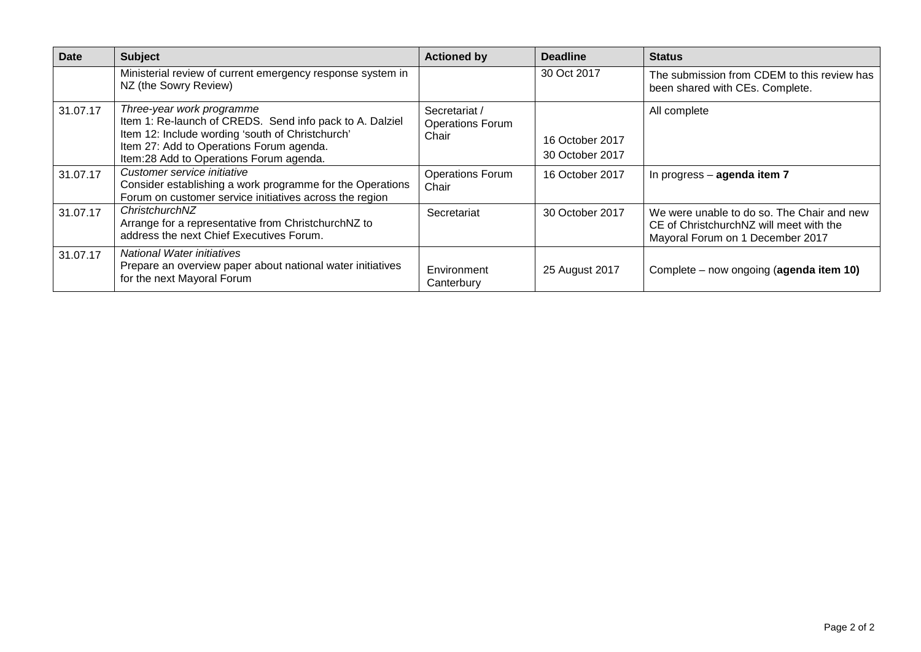| Date | Subject | Actioned by | Deadline | Status |
|---|---|---|---|---|
| | Ministerial review of current emergency response system in NZ (the Sowry Review) | | 30 Oct 2017 | The submission from CDEM to this review has been shared with CEs. Complete. |
| 31.07.17 | *Three-year work programme*<br>Item 1: Re-launch of CREDS. Send info pack to A. Dalziel<br>Item 12: Include wording 'south of Christchurch'<br>Item 27: Add to Operations Forum agenda.<br>Item:28 Add to Operations Forum agenda. | Secretariat / Operations Forum Chair | 16 October 2017<br>30 October 2017 | All complete |
| 31.07.17 | *Customer service initiative*<br>Consider establishing a work programme for the Operations Forum on customer service initiatives across the region | Operations Forum Chair | 16 October 2017 | In progress – **agenda item 7** |
| 31.07.17 | *ChristchurchNZ*<br>Arrange for a representative from ChristchurchNZ to address the next Chief Executives Forum. | Secretariat | 30 October 2017 | We were unable to do so. The Chair and new CE of ChristchurchNZ will meet with the Mayoral Forum on 1 December 2017 |
| 31.07.17 | *National Water initiatives*<br>Prepare an overview paper about national water initiatives for the next Mayoral Forum | Environment Canterbury | 25 August 2017 | Complete – now ongoing (**agenda item 10)** |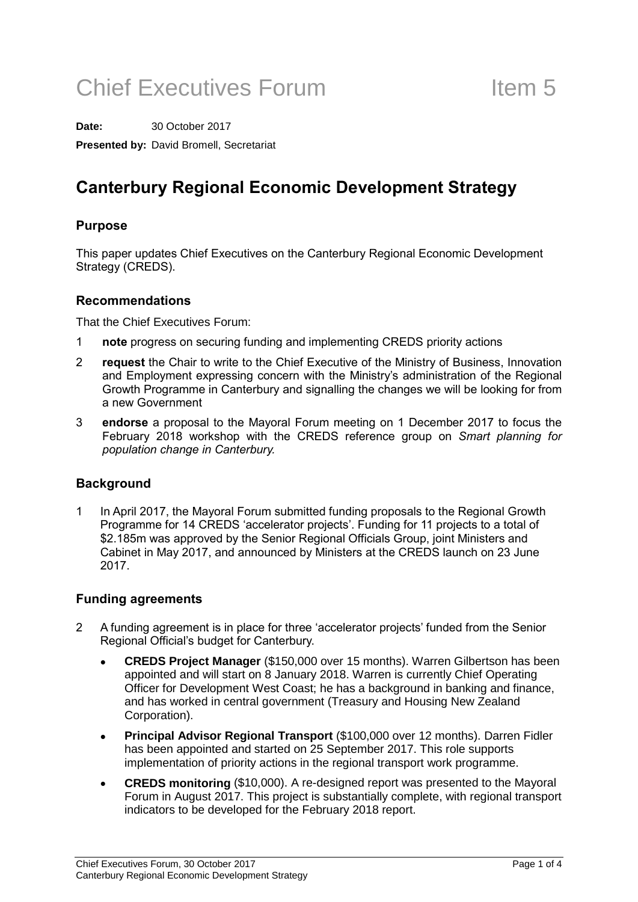# Chief Executives Forum Item 5

**Date:** 30 October 2017

**Presented by:** David Bromell, Secretariat

## Canterbury Regional Economic Development Strategy

### Purpose

This paper updates Chief Executives on the Canterbury Regional Economic Development Strategy (CREDS).

### Recommendations

That the Chief Executives Forum:

1. **note** progress on securing funding and implementing CREDS priority actions
2. **request** the Chair to write to the Chief Executive of the Ministry of Business, Innovation and Employment expressing concern with the Ministry's administration of the Regional Growth Programme in Canterbury and signalling the changes we will be looking for from a new Government
3. **endorse** a proposal to the Mayoral Forum meeting on 1 December 2017 to focus the February 2018 workshop with the CREDS reference group on *Smart planning for population change in Canterbury.*

### Background

1. In April 2017, the Mayoral Forum submitted funding proposals to the Regional Growth Programme for 14 CREDS 'accelerator projects'. Funding for 11 projects to a total of \$2.185m was approved by the Senior Regional Officials Group, joint Ministers and Cabinet in May 2017, and announced by Ministers at the CREDS launch on 23 June 2017.

### Funding agreements

2. A funding agreement is in place for three 'accelerator projects' funded from the Senior Regional Official's budget for Canterbury.
   - **CREDS Project Manager** (\$150,000 over 15 months). Warren Gilbertson has been appointed and will start on 8 January 2018. Warren is currently Chief Operating Officer for Development West Coast; he has a background in banking and finance, and has worked in central government (Treasury and Housing New Zealand Corporation).
   - **Principal Advisor Regional Transport** (\$100,000 over 12 months). Darren Fidler has been appointed and started on 25 September 2017. This role supports implementation of priority actions in the regional transport work programme.
   - **CREDS monitoring** (\$10,000). A re-designed report was presented to the Mayoral Forum in August 2017. This project is substantially complete, with regional transport indicators to be developed for the February 2018 report.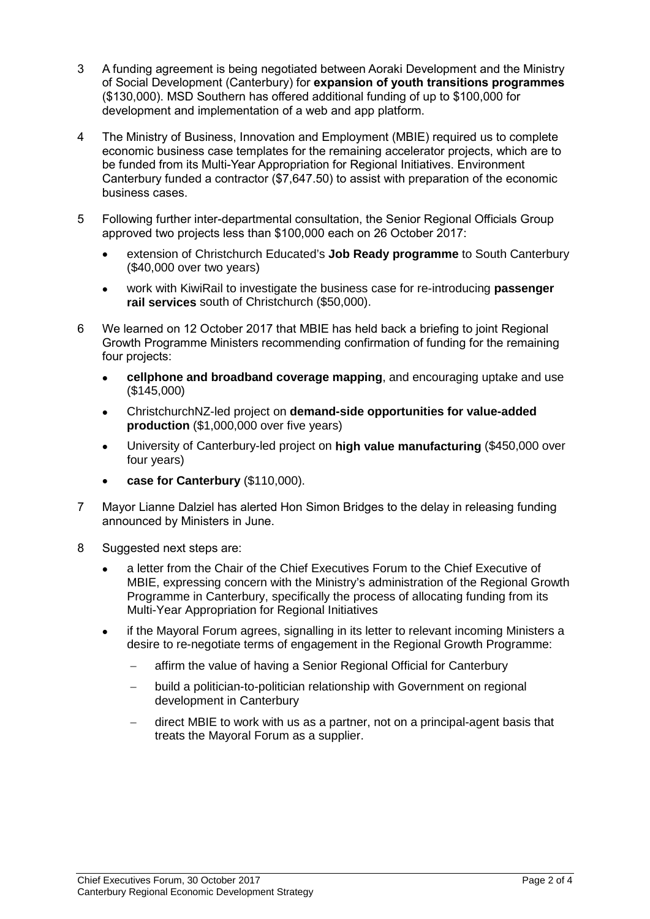3 A funding agreement is being negotiated between Aoraki Development and the Ministry of Social Development (Canterbury) for **expansion of youth transitions programmes** ($130,000). MSD Southern has offered additional funding of up to $100,000 for development and implementation of a web and app platform.

4 The Ministry of Business, Innovation and Employment (MBIE) required us to complete economic business case templates for the remaining accelerator projects, which are to be funded from its Multi-Year Appropriation for Regional Initiatives. Environment Canterbury funded a contractor ($7,647.50) to assist with preparation of the economic business cases.

5 Following further inter-departmental consultation, the Senior Regional Officials Group approved two projects less than $100,000 each on 26 October 2017:

- extension of Christchurch Educated's **Job Ready programme** to South Canterbury ($40,000 over two years)
- work with KiwiRail to investigate the business case for re-introducing **passenger rail services** south of Christchurch ($50,000).

6 We learned on 12 October 2017 that MBIE has held back a briefing to joint Regional Growth Programme Ministers recommending confirmation of funding for the remaining four projects:

- **cellphone and broadband coverage mapping**, and encouraging uptake and use ($145,000)
- ChristchurchNZ-led project on **demand-side opportunities for value-added production** ($1,000,000 over five years)
- University of Canterbury-led project on **high value manufacturing** ($450,000 over four years)
- **case for Canterbury** ($110,000).

7 Mayor Lianne Dalziel has alerted Hon Simon Bridges to the delay in releasing funding announced by Ministers in June.

8 Suggested next steps are:

- a letter from the Chair of the Chief Executives Forum to the Chief Executive of MBIE, expressing concern with the Ministry's administration of the Regional Growth Programme in Canterbury, specifically the process of allocating funding from its Multi-Year Appropriation for Regional Initiatives
- if the Mayoral Forum agrees, signalling in its letter to relevant incoming Ministers a desire to re-negotiate terms of engagement in the Regional Growth Programme:
  - affirm the value of having a Senior Regional Official for Canterbury
  - build a politician-to-politician relationship with Government on regional development in Canterbury
  - direct MBIE to work with us as a partner, not on a principal-agent basis that treats the Mayoral Forum as a supplier.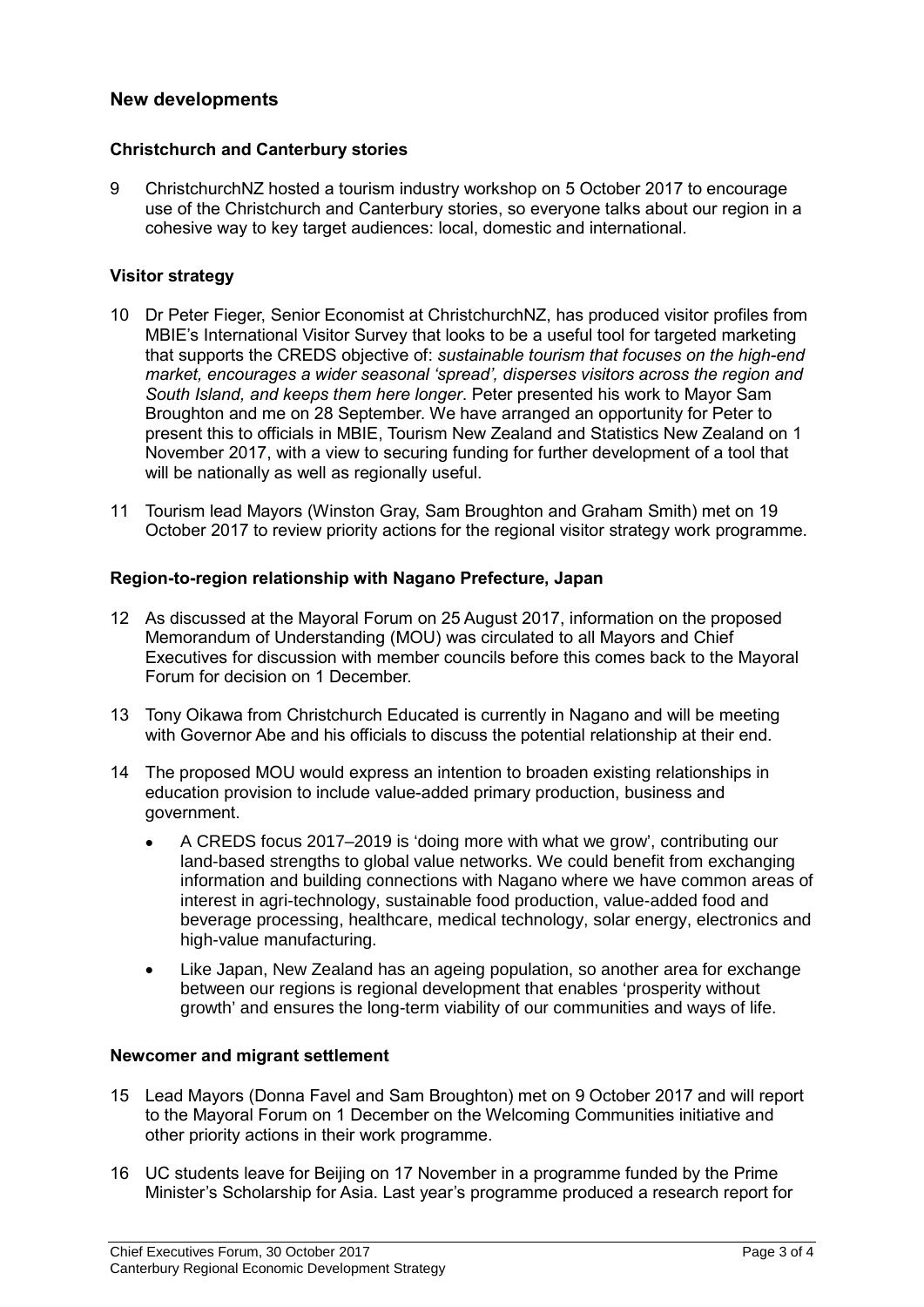## New developments

### Christchurch and Canterbury stories

9 ChristchurchNZ hosted a tourism industry workshop on 5 October 2017 to encourage use of the Christchurch and Canterbury stories, so everyone talks about our region in a cohesive way to key target audiences: local, domestic and international.

### Visitor strategy

10 Dr Peter Fieger, Senior Economist at ChristchurchNZ, has produced visitor profiles from MBIE's International Visitor Survey that looks to be a useful tool for targeted marketing that supports the CREDS objective of: *sustainable tourism that focuses on the high-end market, encourages a wider seasonal 'spread', disperses visitors across the region and South Island, and keeps them here longer*. Peter presented his work to Mayor Sam Broughton and me on 28 September. We have arranged an opportunity for Peter to present this to officials in MBIE, Tourism New Zealand and Statistics New Zealand on 1 November 2017, with a view to securing funding for further development of a tool that will be nationally as well as regionally useful.

11 Tourism lead Mayors (Winston Gray, Sam Broughton and Graham Smith) met on 19 October 2017 to review priority actions for the regional visitor strategy work programme.

### Region-to-region relationship with Nagano Prefecture, Japan

12 As discussed at the Mayoral Forum on 25 August 2017, information on the proposed Memorandum of Understanding (MOU) was circulated to all Mayors and Chief Executives for discussion with member councils before this comes back to the Mayoral Forum for decision on 1 December.

13 Tony Oikawa from Christchurch Educated is currently in Nagano and will be meeting with Governor Abe and his officials to discuss the potential relationship at their end.

14 The proposed MOU would express an intention to broaden existing relationships in education provision to include value-added primary production, business and government.

- A CREDS focus 2017–2019 is 'doing more with what we grow', contributing our land-based strengths to global value networks. We could benefit from exchanging information and building connections with Nagano where we have common areas of interest in agri-technology, sustainable food production, value-added food and beverage processing, healthcare, medical technology, solar energy, electronics and high-value manufacturing.
- Like Japan, New Zealand has an ageing population, so another area for exchange between our regions is regional development that enables 'prosperity without growth' and ensures the long-term viability of our communities and ways of life.

### Newcomer and migrant settlement

15 Lead Mayors (Donna Favel and Sam Broughton) met on 9 October 2017 and will report to the Mayoral Forum on 1 December on the Welcoming Communities initiative and other priority actions in their work programme.

16 UC students leave for Beijing on 17 November in a programme funded by the Prime Minister's Scholarship for Asia. Last year's programme produced a research report for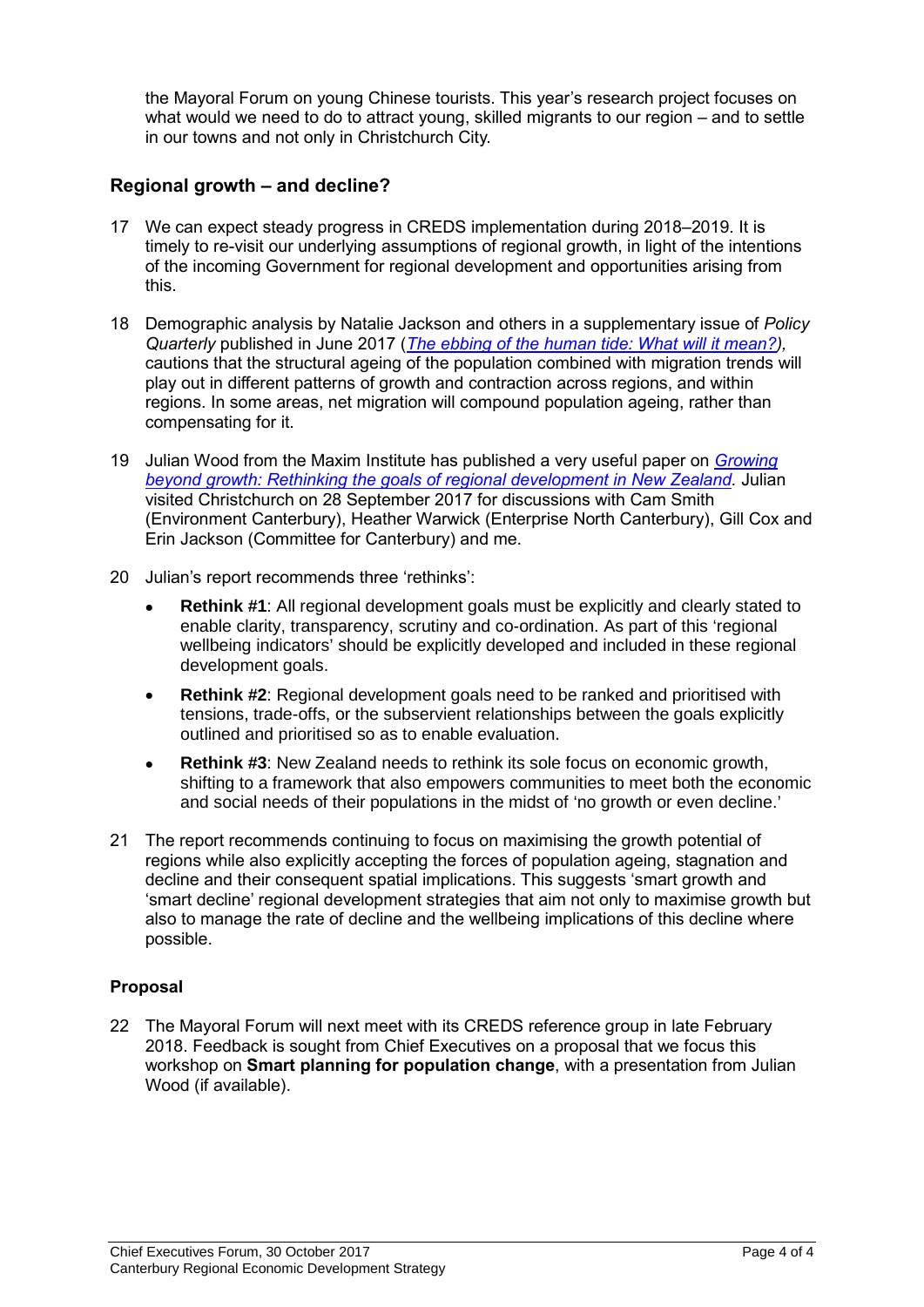the Mayoral Forum on young Chinese tourists. This year's research project focuses on what would we need to do to attract young, skilled migrants to our region – and to settle in our towns and not only in Christchurch City.

## Regional growth – and decline?

17 We can expect steady progress in CREDS implementation during 2018–2019. It is timely to re-visit our underlying assumptions of regional growth, in light of the intentions of the incoming Government for regional development and opportunities arising from this.

18 Demographic analysis by Natalie Jackson and others in a supplementary issue of *Policy Quarterly* published in June 2017 (*The ebbing of the human tide: What will it mean?*), cautions that the structural ageing of the population combined with migration trends will play out in different patterns of growth and contraction across regions, and within regions. In some areas, net migration will compound population ageing, rather than compensating for it.

19 Julian Wood from the Maxim Institute has published a very useful paper on *Growing beyond growth: Rethinking the goals of regional development in New Zealand*. Julian visited Christchurch on 28 September 2017 for discussions with Cam Smith (Environment Canterbury), Heather Warwick (Enterprise North Canterbury), Gill Cox and Erin Jackson (Committee for Canterbury) and me.

20 Julian's report recommends three 'rethinks':

- **Rethink #1**: All regional development goals must be explicitly and clearly stated to enable clarity, transparency, scrutiny and co-ordination. As part of this 'regional wellbeing indicators' should be explicitly developed and included in these regional development goals.
- **Rethink #2**: Regional development goals need to be ranked and prioritised with tensions, trade-offs, or the subservient relationships between the goals explicitly outlined and prioritised so as to enable evaluation.
- **Rethink #3**: New Zealand needs to rethink its sole focus on economic growth, shifting to a framework that also empowers communities to meet both the economic and social needs of their populations in the midst of 'no growth or even decline.'

21 The report recommends continuing to focus on maximising the growth potential of regions while also explicitly accepting the forces of population ageing, stagnation and decline and their consequent spatial implications. This suggests 'smart growth and 'smart decline' regional development strategies that aim not only to maximise growth but also to manage the rate of decline and the wellbeing implications of this decline where possible.

### Proposal

22 The Mayoral Forum will next meet with its CREDS reference group in late February 2018. Feedback is sought from Chief Executives on a proposal that we focus this workshop on **Smart planning for population change**, with a presentation from Julian Wood (if available).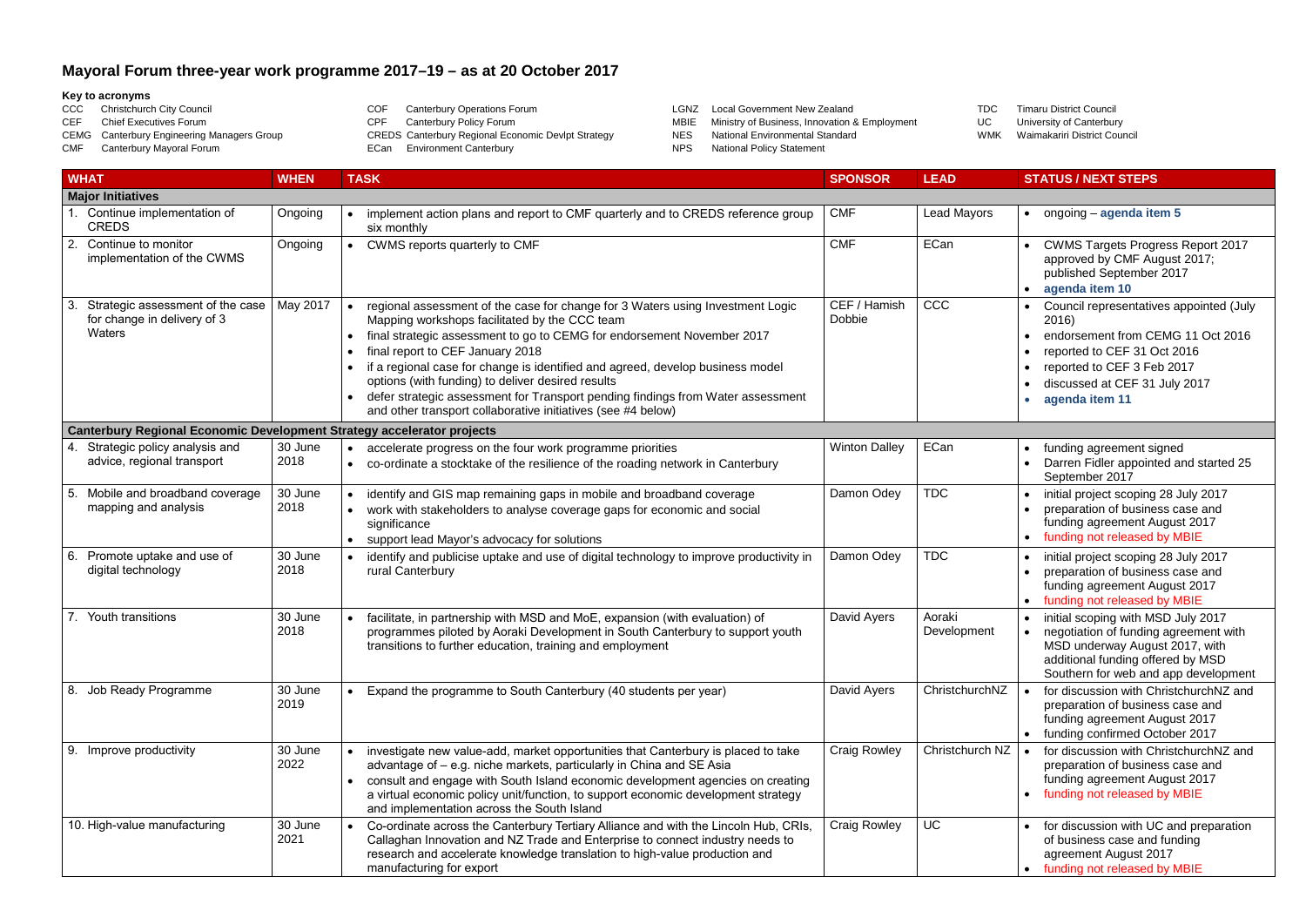# Mayoral Forum three-year work programme 2017–19 – as at 20 October 2017

**Key to acronyms**

| | | | | | | | |
|---|---|---|---|---|---|---|---|
| CCC | Christchurch City Council | COF | Canterbury Operations Forum | LGNZ | Local Government New Zealand | TDC | Timaru District Council |
| CEF | Chief Executives Forum | CPF | Canterbury Policy Forum | MBIE | Ministry of Business, Innovation & Employment | UC | University of Canterbury |
| CEMG | Canterbury Engineering Managers Group | CREDS | Canterbury Regional Economic Devlpt Strategy | NES | National Environmental Standard | WMK | Waimakariri District Council |
| CMF | Canterbury Mayoral Forum | ECan | Environment Canterbury | NPS | National Policy Statement | | |

| WHAT | WHEN | TASK | SPONSOR | LEAD | STATUS / NEXT STEPS |
|---|---|---|---|---|---|
| **Major Initiatives** | | | | | |
| 1. Continue implementation of CREDS | Ongoing | • implement action plans and report to CMF quarterly and to CREDS reference group six monthly | CMF | Lead Mayors | • ongoing – **agenda item 5** |
| 2. Continue to monitor implementation of the CWMS | Ongoing | • CWMS reports quarterly to CMF | CMF | ECan | • CWMS Targets Progress Report 2017 approved by CMF August 2017; published September 2017<br>• **agenda item 10** |
| 3. Strategic assessment of the case for change in delivery of 3 Waters | May 2017 | • regional assessment of the case for change for 3 Waters using Investment Logic Mapping workshops facilitated by the CCC team<br>• final strategic assessment to go to CEMG for endorsement November 2017<br>• final report to CEF January 2018<br>• if a regional case for change is identified and agreed, develop business model options (with funding) to deliver desired results<br>• defer strategic assessment for Transport pending findings from Water assessment and other transport collaborative initiatives (see #4 below) | CEF / Hamish Dobbie | CCC | • Council representatives appointed (July 2016)<br>• endorsement from CEMG 11 Oct 2016<br>• reported to CEF 31 Oct 2016<br>• reported to CEF 3 Feb 2017<br>• discussed at CEF 31 July 2017<br>• **agenda item 11** |
| **Canterbury Regional Economic Development Strategy accelerator projects** | | | | | |
| 4. Strategic policy analysis and advice, regional transport | 30 June 2018 | • accelerate progress on the four work programme priorities<br>• co-ordinate a stocktake of the resilience of the roading network in Canterbury | Winton Dalley | ECan | • funding agreement signed<br>• Darren Fidler appointed and started 25 September 2017 |
| 5. Mobile and broadband coverage mapping and analysis | 30 June 2018 | • identify and GIS map remaining gaps in mobile and broadband coverage<br>• work with stakeholders to analyse coverage gaps for economic and social significance<br>• support lead Mayor's advocacy for solutions | Damon Odey | TDC | • initial project scoping 28 July 2017<br>• preparation of business case and funding agreement August 2017<br>• funding not released by MBIE |
| 6. Promote uptake and use of digital technology | 30 June 2018 | • identify and publicise uptake and use of digital technology to improve productivity in rural Canterbury | Damon Odey | TDC | • initial project scoping 28 July 2017<br>• preparation of business case and funding agreement August 2017<br>• funding not released by MBIE |
| 7. Youth transitions | 30 June 2018 | • facilitate, in partnership with MSD and MoE, expansion (with evaluation) of programmes piloted by Aoraki Development in South Canterbury to support youth transitions to further education, training and employment | David Ayers | Aoraki Development | • initial scoping with MSD July 2017<br>• negotiation of funding agreement with MSD underway August 2017, with additional funding offered by MSD Southern for web and app development |
| 8. Job Ready Programme | 30 June 2019 | • Expand the programme to South Canterbury (40 students per year) | David Ayers | ChristchurchNZ | • for discussion with ChristchurchNZ and preparation of business case and funding agreement August 2017<br>• funding confirmed October 2017 |
| 9. Improve productivity | 30 June 2022 | • investigate new value-add, market opportunities that Canterbury is placed to take advantage of – e.g. niche markets, particularly in China and SE Asia<br>• consult and engage with South Island economic development agencies on creating a virtual economic policy unit/function, to support economic development strategy and implementation across the South Island | Craig Rowley | Christchurch NZ | • for discussion with ChristchurchNZ and preparation of business case and funding agreement August 2017<br>• funding not released by MBIE |
| 10. High-value manufacturing | 30 June 2021 | • Co-ordinate across the Canterbury Tertiary Alliance and with the Lincoln Hub, CRIs, Callaghan Innovation and NZ Trade and Enterprise to connect industry needs to research and accelerate knowledge translation to high-value production and manufacturing for export | Craig Rowley | UC | • for discussion with UC and preparation of business case and funding agreement August 2017<br>• funding not released by MBIE |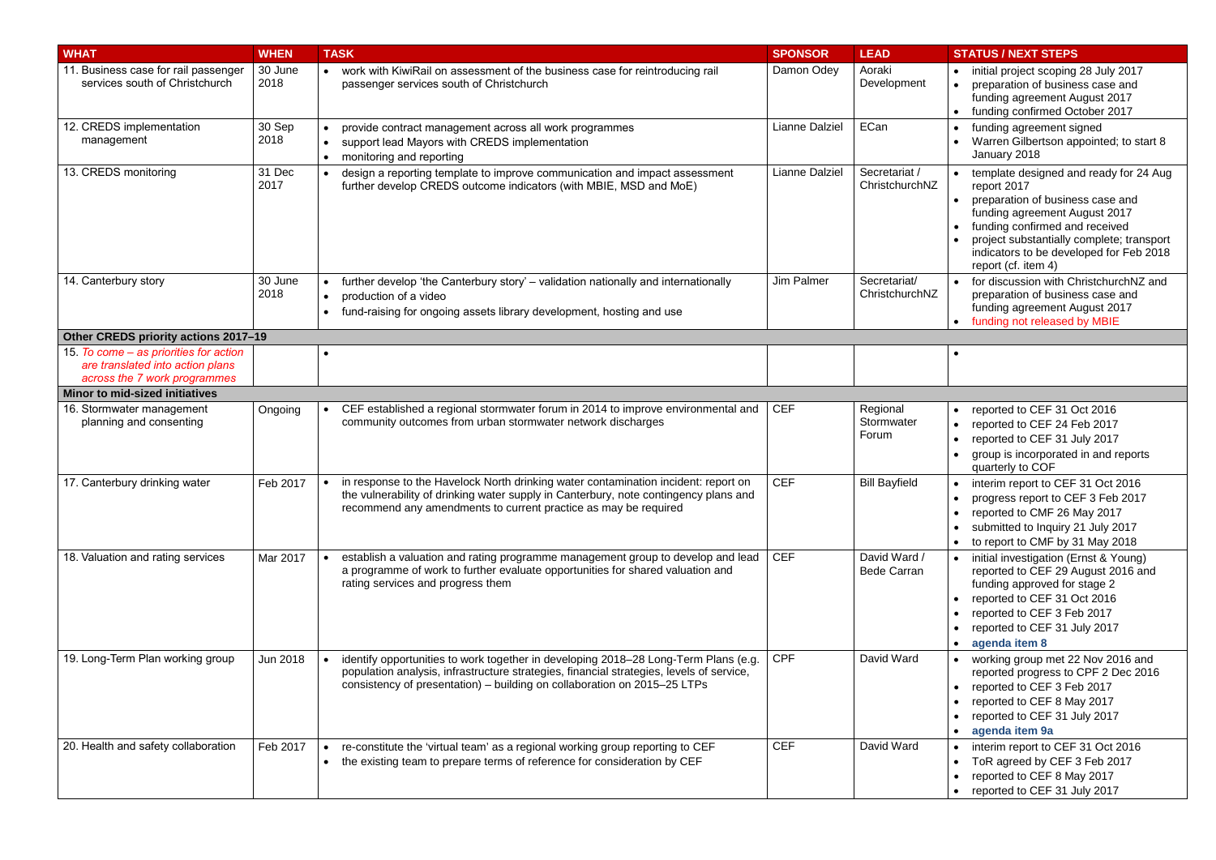| WHAT | WHEN | TASK | SPONSOR | LEAD | STATUS / NEXT STEPS |
|---|---|---|---|---|---|
| 11. Business case for rail passenger services south of Christchurch | 30 June 2018 | • work with KiwiRail on assessment of the business case for reintroducing rail passenger services south of Christchurch | Damon Odey | Aoraki Development | • initial project scoping 28 July 2017<br>• preparation of business case and funding agreement August 2017<br>• funding confirmed October 2017 |
| 12. CREDS implementation management | 30 Sep 2018 | • provide contract management across all work programmes<br>• support lead Mayors with CREDS implementation<br>• monitoring and reporting | Lianne Dalziel | ECan | • funding agreement signed<br>• Warren Gilbertson appointed; to start 8 January 2018 |
| 13. CREDS monitoring | 31 Dec 2017 | • design a reporting template to improve communication and impact assessment further develop CREDS outcome indicators (with MBIE, MSD and MoE) | Lianne Dalziel | Secretariat / ChristchurchNZ | • template designed and ready for 24 Aug report 2017<br>• preparation of business case and funding agreement August 2017<br>• funding confirmed and received<br>• project substantially complete; transport indicators to be developed for Feb 2018 report (cf. item 4) |
| 14. Canterbury story | 30 June 2018 | • further develop 'the Canterbury story' – validation nationally and internationally<br>• production of a video<br>• fund-raising for ongoing assets library development, hosting and use | Jim Palmer | Secretariat/ ChristchurchNZ | • for discussion with ChristchurchNZ and preparation of business case and funding agreement August 2017<br>• funding not released by MBIE |
| **Other CREDS priority actions 2017–19** | | | | | |
| 15. *To come – as priorities for action are translated into action plans across the 7 work programmes* | | • | | | • |
| **Minor to mid-sized initiatives** | | | | | |
| 16. Stormwater management planning and consenting | Ongoing | • CEF established a regional stormwater forum in 2014 to improve environmental and community outcomes from urban stormwater network discharges | CEF | Regional Stormwater Forum | • reported to CEF 31 Oct 2016<br>• reported to CEF 24 Feb 2017<br>• reported to CEF 31 July 2017<br>• group is incorporated in and reports quarterly to COF |
| 17. Canterbury drinking water | Feb 2017 | • in response to the Havelock North drinking water contamination incident: report on the vulnerability of drinking water supply in Canterbury, note contingency plans and recommend any amendments to current practice as may be required | CEF | Bill Bayfield | • interim report to CEF 31 Oct 2016<br>• progress report to CEF 3 Feb 2017<br>• reported to CMF 26 May 2017<br>• submitted to Inquiry 21 July 2017<br>• to report to CMF by 31 May 2018 |
| 18. Valuation and rating services | Mar 2017 | • establish a valuation and rating programme management group to develop and lead a programme of work to further evaluate opportunities for shared valuation and rating services and progress them | CEF | David Ward / Bede Carran | • initial investigation (Ernst & Young) reported to CEF 29 August 2016 and funding approved for stage 2<br>• reported to CEF 31 Oct 2016<br>• reported to CEF 3 Feb 2017<br>• reported to CEF 31 July 2017<br>• **agenda item 8** |
| 19. Long-Term Plan working group | Jun 2018 | • identify opportunities to work together in developing 2018–28 Long-Term Plans (e.g. population analysis, infrastructure strategies, financial strategies, levels of service, consistency of presentation) – building on collaboration on 2015–25 LTPs | CPF | David Ward | • working group met 22 Nov 2016 and reported progress to CPF 2 Dec 2016<br>• reported to CEF 3 Feb 2017<br>• reported to CEF 8 May 2017<br>• reported to CEF 31 July 2017<br>• **agenda item 9a** |
| 20. Health and safety collaboration | Feb 2017 | • re-constitute the 'virtual team' as a regional working group reporting to CEF<br>• the existing team to prepare terms of reference for consideration by CEF | CEF | David Ward | • interim report to CEF 31 Oct 2016<br>• ToR agreed by CEF 3 Feb 2017<br>• reported to CEF 8 May 2017<br>• reported to CEF 31 July 2017 |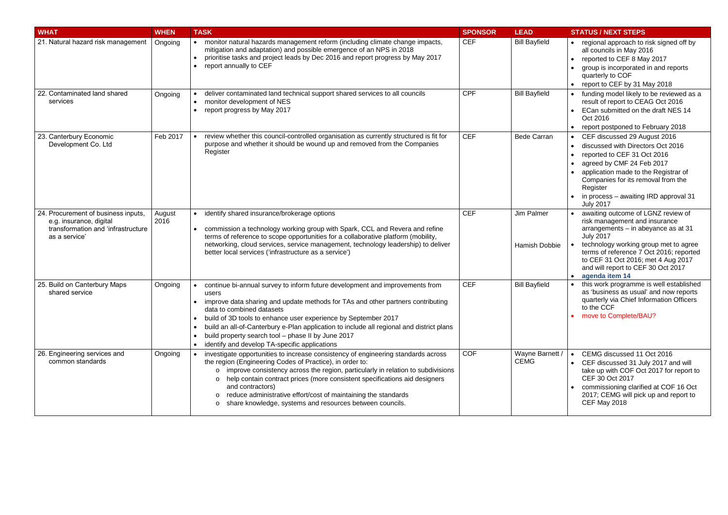| WHAT | WHEN | TASK | SPONSOR | LEAD | STATUS / NEXT STEPS |
|---|---|---|---|---|---|
| 21. Natural hazard risk management | Ongoing | • monitor natural hazards management reform (including climate change impacts, mitigation and adaptation) and possible emergence of an NPS in 2018<br>• prioritise tasks and project leads by Dec 2016 and report progress by May 2017<br>• report annually to CEF | CEF | Bill Bayfield | • regional approach to risk signed off by all councils in May 2016<br>• reported to CEF 8 May 2017<br>• group is incorporated in and reports quarterly to COF<br>• report to CEF by 31 May 2018 |
| 22. Contaminated land shared services | Ongoing | • deliver contaminated land technical support shared services to all councils<br>• monitor development of NES<br>• report progress by May 2017 | CPF | Bill Bayfield | • funding model likely to be reviewed as a result of report to CEAG Oct 2016<br>• ECan submitted on the draft NES 14 Oct 2016<br>• report postponed to February 2018 |
| 23. Canterbury Economic Development Co. Ltd | Feb 2017 | • review whether this council-controlled organisation as currently structured is fit for purpose and whether it should be wound up and removed from the Companies Register | CEF | Bede Carran | • CEF discussed 29 August 2016<br>• discussed with Directors Oct 2016<br>• reported to CEF 31 Oct 2016<br>• agreed by CMF 24 Feb 2017<br>• application made to the Registrar of Companies for its removal from the Register<br>• in process – awaiting IRD approval 31 July 2017 |
| 24. Procurement of business inputs, e.g. insurance, digital transformation and 'infrastructure as a service' | August 2016 | • identify shared insurance/brokerage options<br>• commission a technology working group with Spark, CCL and Revera and refine terms of reference to scope opportunities for a collaborative platform (mobility, networking, cloud services, service management, technology leadership) to deliver better local services ('infrastructure as a service') | CEF | Jim Palmer<br><br>Hamish Dobbie | • awaiting outcome of LGNZ review of risk management and insurance arrangements – in abeyance as at 31 July 2017<br>• technology working group met to agree terms of reference 7 Oct 2016; reported to CEF 31 Oct 2016; met 4 Aug 2017 and will report to CEF 30 Oct 2017<br>• **agenda item 14** |
| 25. Build on Canterbury Maps shared service | Ongoing | • continue bi-annual survey to inform future development and improvements from users<br>• improve data sharing and update methods for TAs and other partners contributing data to combined datasets<br>• build of 3D tools to enhance user experience by September 2017<br>• build an all-of-Canterbury e-Plan application to include all regional and district plans<br>• build property search tool – phase II by June 2017<br>• identify and develop TA-specific applications | CEF | Bill Bayfield | • this work programme is well established as 'business as usual' and now reports quarterly via Chief Information Officers to the CCF<br>• move to Complete/BAU? |
| 26. Engineering services and common standards | Ongoing | • investigate opportunities to increase consistency of engineering standards across the region (Engineering Codes of Practice), in order to:<br>  o improve consistency across the region, particularly in relation to subdivisions<br>  o help contain contract prices (more consistent specifications aid designers and contractors)<br>  o reduce administrative effort/cost of maintaining the standards<br>  o share knowledge, systems and resources between councils. | COF | Wayne Barnett / CEMG | • CEMG discussed 11 Oct 2016<br>• CEF discussed 31 July 2017 and will take up with COF Oct 2017 for report to CEF 30 Oct 2017<br>• commissioning clarified at COF 16 Oct 2017; CEMG will pick up and report to CEF May 2018 |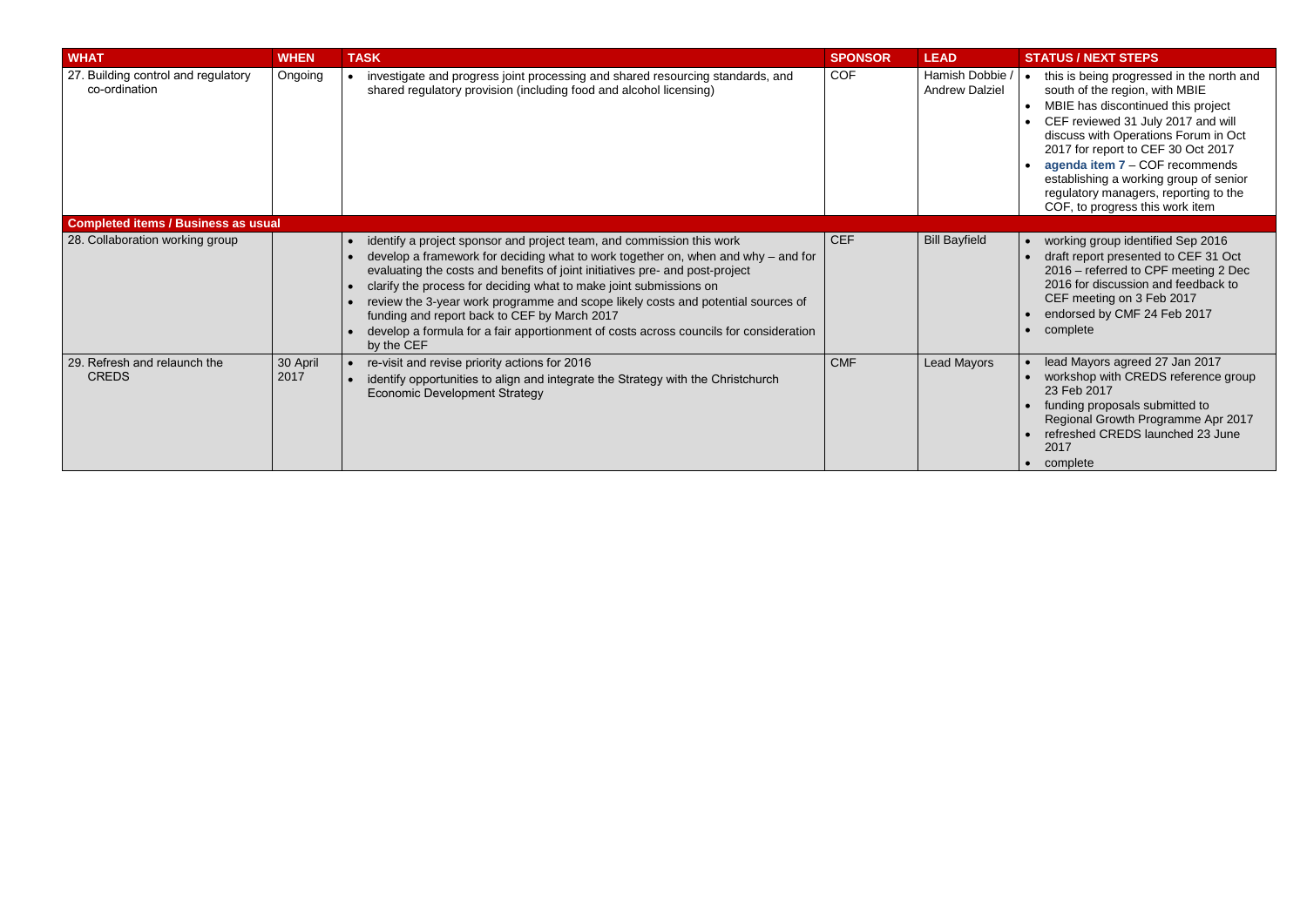| WHAT | WHEN | TASK | SPONSOR | LEAD | STATUS / NEXT STEPS |
|---|---|---|---|---|---|
| 27. Building control and regulatory co-ordination | Ongoing | • investigate and progress joint processing and shared resourcing standards, and shared regulatory provision (including food and alcohol licensing) | COF | Hamish Dobbie / Andrew Dalziel | • this is being progressed in the north and south of the region, with MBIE<br>• MBIE has discontinued this project<br>• CEF reviewed 31 July 2017 and will discuss with Operations Forum in Oct 2017 for report to CEF 30 Oct 2017<br>• **agenda item 7** – COF recommends establishing a working group of senior regulatory managers, reporting to the COF, to progress this work item |
| **Completed items / Business as usual** | | | | | |
| 28. Collaboration working group | | • identify a project sponsor and project team, and commission this work<br>• develop a framework for deciding what to work together on, when and why – and for evaluating the costs and benefits of joint initiatives pre- and post-project<br>• clarify the process for deciding what to make joint submissions on<br>• review the 3-year work programme and scope likely costs and potential sources of funding and report back to CEF by March 2017<br>• develop a formula for a fair apportionment of costs across councils for consideration by the CEF | CEF | Bill Bayfield | • working group identified Sep 2016<br>• draft report presented to CEF 31 Oct 2016 – referred to CPF meeting 2 Dec 2016 for discussion and feedback to CEF meeting on 3 Feb 2017<br>• endorsed by CMF 24 Feb 2017<br>• complete |
| 29. Refresh and relaunch the CREDS | 30 April 2017 | • re-visit and revise priority actions for 2016<br>• identify opportunities to align and integrate the Strategy with the Christchurch Economic Development Strategy | CMF | Lead Mayors | • lead Mayors agreed 27 Jan 2017<br>• workshop with CREDS reference group 23 Feb 2017<br>• funding proposals submitted to Regional Growth Programme Apr 2017<br>• refreshed CREDS launched 23 June 2017<br>• complete |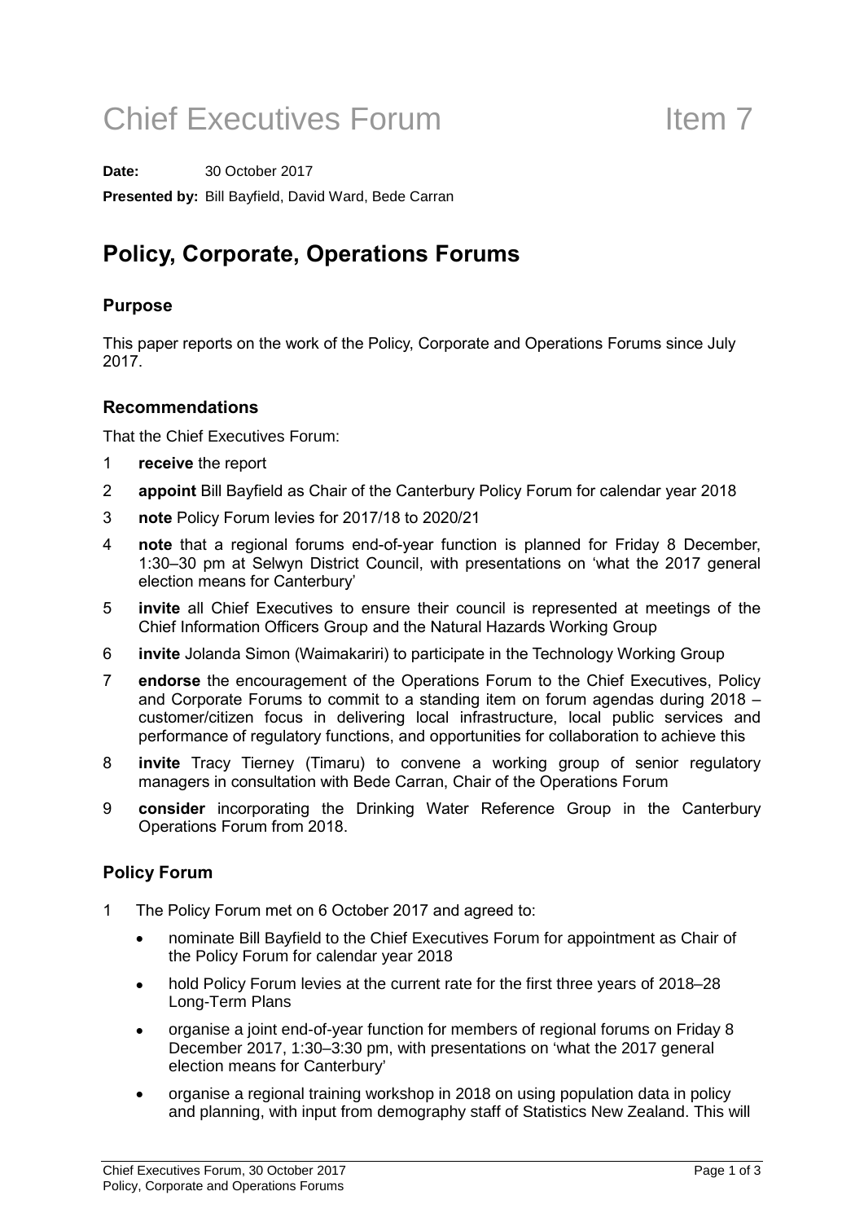# Chief Executives Forum Item 7

**Date:** 30 October 2017

**Presented by:** Bill Bayfield, David Ward, Bede Carran

## Policy, Corporate, Operations Forums

### Purpose

This paper reports on the work of the Policy, Corporate and Operations Forums since July 2017.

### Recommendations

That the Chief Executives Forum:

1. **receive** the report
2. **appoint** Bill Bayfield as Chair of the Canterbury Policy Forum for calendar year 2018
3. **note** Policy Forum levies for 2017/18 to 2020/21
4. **note** that a regional forums end-of-year function is planned for Friday 8 December, 1:30–30 pm at Selwyn District Council, with presentations on 'what the 2017 general election means for Canterbury'
5. **invite** all Chief Executives to ensure their council is represented at meetings of the Chief Information Officers Group and the Natural Hazards Working Group
6. **invite** Jolanda Simon (Waimakariri) to participate in the Technology Working Group
7. **endorse** the encouragement of the Operations Forum to the Chief Executives, Policy and Corporate Forums to commit to a standing item on forum agendas during 2018 – customer/citizen focus in delivering local infrastructure, local public services and performance of regulatory functions, and opportunities for collaboration to achieve this
8. **invite** Tracy Tierney (Timaru) to convene a working group of senior regulatory managers in consultation with Bede Carran, Chair of the Operations Forum
9. **consider** incorporating the Drinking Water Reference Group in the Canterbury Operations Forum from 2018.

### Policy Forum

1. The Policy Forum met on 6 October 2017 and agreed to:
   - nominate Bill Bayfield to the Chief Executives Forum for appointment as Chair of the Policy Forum for calendar year 2018
   - hold Policy Forum levies at the current rate for the first three years of 2018–28 Long-Term Plans
   - organise a joint end-of-year function for members of regional forums on Friday 8 December 2017, 1:30–3:30 pm, with presentations on 'what the 2017 general election means for Canterbury'
   - organise a regional training workshop in 2018 on using population data in policy and planning, with input from demography staff of Statistics New Zealand. This will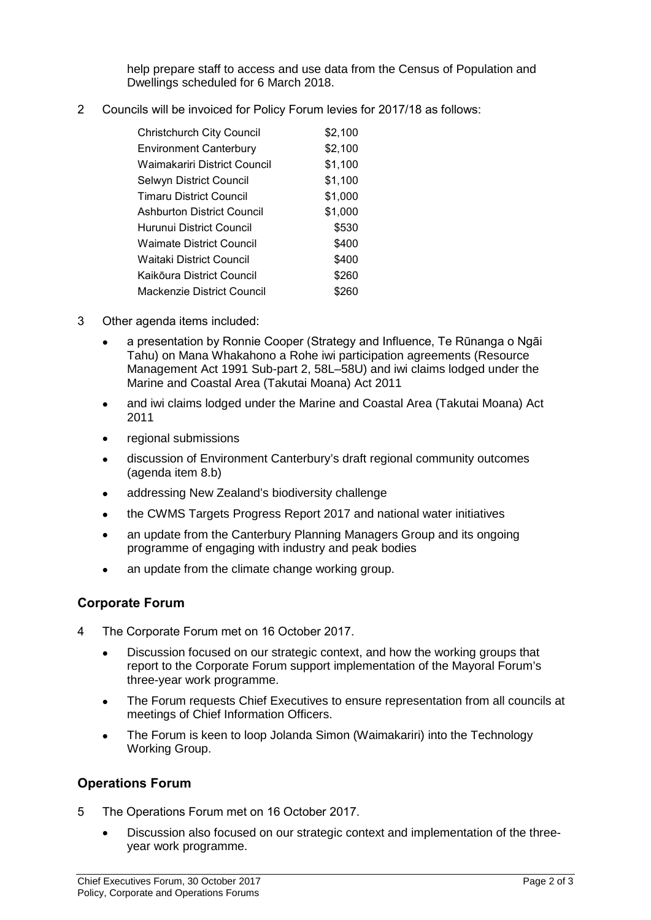help prepare staff to access and use data from the Census of Population and Dwellings scheduled for 6 March 2018.

2 Councils will be invoiced for Policy Forum levies for 2017/18 as follows:

| Council | Levy |
|---|---|
| Christchurch City Council | $2,100 |
| Environment Canterbury | $2,100 |
| Waimakariri District Council | $1,100 |
| Selwyn District Council | $1,100 |
| Timaru District Council | $1,000 |
| Ashburton District Council | $1,000 |
| Hurunui District Council | $530 |
| Waimate District Council | $400 |
| Waitaki District Council | $400 |
| Kaikōura District Council | $260 |
| Mackenzie District Council | $260 |

3 Other agenda items included:

- a presentation by Ronnie Cooper (Strategy and Influence, Te Rūnanga o Ngāi Tahu) on Mana Whakahono a Rohe iwi participation agreements (Resource Management Act 1991 Sub-part 2, 58L–58U) and iwi claims lodged under the Marine and Coastal Area (Takutai Moana) Act 2011
- and iwi claims lodged under the Marine and Coastal Area (Takutai Moana) Act 2011
- regional submissions
- discussion of Environment Canterbury's draft regional community outcomes (agenda item 8.b)
- addressing New Zealand's biodiversity challenge
- the CWMS Targets Progress Report 2017 and national water initiatives
- an update from the Canterbury Planning Managers Group and its ongoing programme of engaging with industry and peak bodies
- an update from the climate change working group.

## Corporate Forum

4 The Corporate Forum met on 16 October 2017.

- Discussion focused on our strategic context, and how the working groups that report to the Corporate Forum support implementation of the Mayoral Forum's three-year work programme.
- The Forum requests Chief Executives to ensure representation from all councils at meetings of Chief Information Officers.
- The Forum is keen to loop Jolanda Simon (Waimakariri) into the Technology Working Group.

## Operations Forum

5 The Operations Forum met on 16 October 2017.

- Discussion also focused on our strategic context and implementation of the three-year work programme.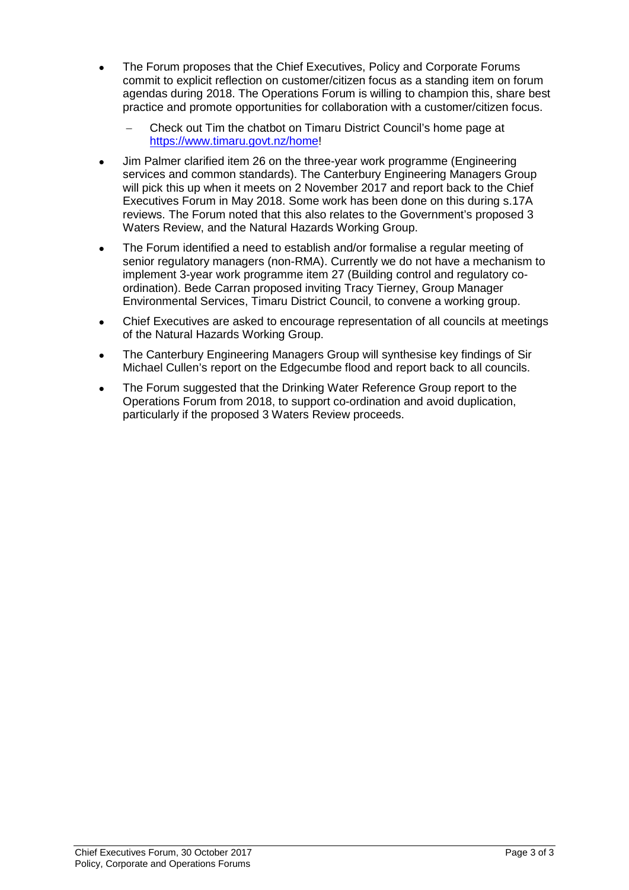- The Forum proposes that the Chief Executives, Policy and Corporate Forums commit to explicit reflection on customer/citizen focus as a standing item on forum agendas during 2018. The Operations Forum is willing to champion this, share best practice and promote opportunities for collaboration with a customer/citizen focus.
  - Check out Tim the chatbot on Timaru District Council's home page at https://www.timaru.govt.nz/home!
- Jim Palmer clarified item 26 on the three-year work programme (Engineering services and common standards). The Canterbury Engineering Managers Group will pick this up when it meets on 2 November 2017 and report back to the Chief Executives Forum in May 2018. Some work has been done on this during s.17A reviews. The Forum noted that this also relates to the Government's proposed 3 Waters Review, and the Natural Hazards Working Group.
- The Forum identified a need to establish and/or formalise a regular meeting of senior regulatory managers (non-RMA). Currently we do not have a mechanism to implement 3-year work programme item 27 (Building control and regulatory co-ordination). Bede Carran proposed inviting Tracy Tierney, Group Manager Environmental Services, Timaru District Council, to convene a working group.
- Chief Executives are asked to encourage representation of all councils at meetings of the Natural Hazards Working Group.
- The Canterbury Engineering Managers Group will synthesise key findings of Sir Michael Cullen's report on the Edgecumbe flood and report back to all councils.
- The Forum suggested that the Drinking Water Reference Group report to the Operations Forum from 2018, to support co-ordination and avoid duplication, particularly if the proposed 3 Waters Review proceeds.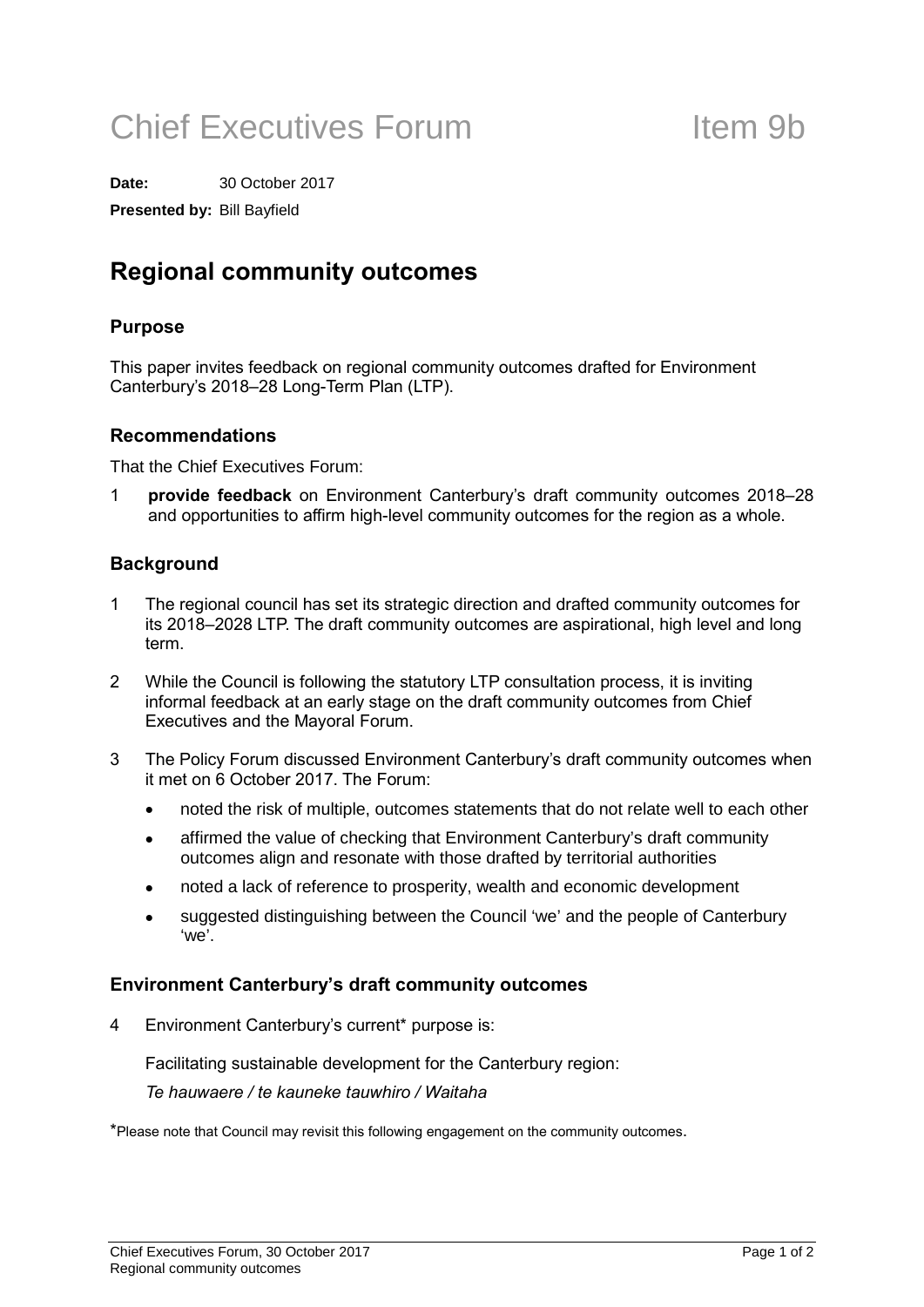# Chief Executives Forum Item 9b

**Date:** 30 October 2017

**Presented by:** Bill Bayfield

## Regional community outcomes

### Purpose

This paper invites feedback on regional community outcomes drafted for Environment Canterbury's 2018–28 Long-Term Plan (LTP).

### Recommendations

That the Chief Executives Forum:

1 **provide feedback** on Environment Canterbury's draft community outcomes 2018–28 and opportunities to affirm high-level community outcomes for the region as a whole.

### Background

1 The regional council has set its strategic direction and drafted community outcomes for its 2018–2028 LTP. The draft community outcomes are aspirational, high level and long term.

2 While the Council is following the statutory LTP consultation process, it is inviting informal feedback at an early stage on the draft community outcomes from Chief Executives and the Mayoral Forum.

3 The Policy Forum discussed Environment Canterbury's draft community outcomes when it met on 6 October 2017. The Forum:

- noted the risk of multiple, outcomes statements that do not relate well to each other
- affirmed the value of checking that Environment Canterbury's draft community outcomes align and resonate with those drafted by territorial authorities
- noted a lack of reference to prosperity, wealth and economic development
- suggested distinguishing between the Council 'we' and the people of Canterbury 'we'.

### Environment Canterbury's draft community outcomes

4 Environment Canterbury's current* purpose is:

Facilitating sustainable development for the Canterbury region:

*Te hauwaere / te kauneke tauwhiro / Waitaha*

*Please note that Council may revisit this following engagement on the community outcomes.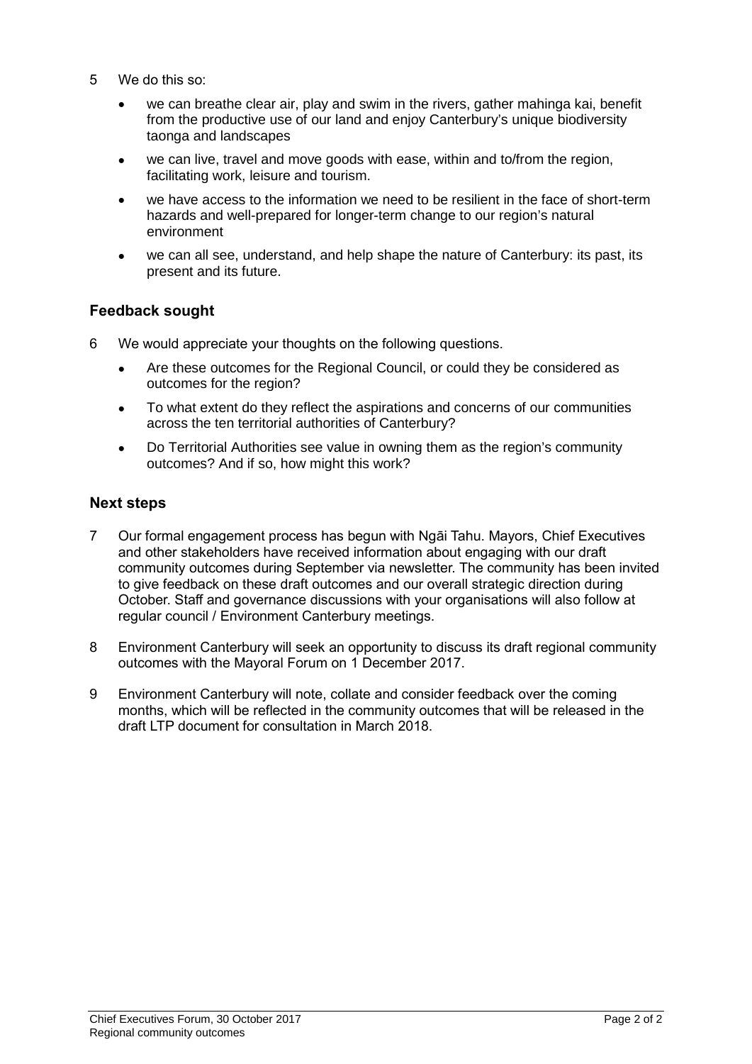5 We do this so:

- we can breathe clear air, play and swim in the rivers, gather mahinga kai, benefit from the productive use of our land and enjoy Canterbury's unique biodiversity taonga and landscapes
- we can live, travel and move goods with ease, within and to/from the region, facilitating work, leisure and tourism.
- we have access to the information we need to be resilient in the face of short-term hazards and well-prepared for longer-term change to our region's natural environment
- we can all see, understand, and help shape the nature of Canterbury: its past, its present and its future.

## Feedback sought

6 We would appreciate your thoughts on the following questions.

- Are these outcomes for the Regional Council, or could they be considered as outcomes for the region?
- To what extent do they reflect the aspirations and concerns of our communities across the ten territorial authorities of Canterbury?
- Do Territorial Authorities see value in owning them as the region's community outcomes? And if so, how might this work?

## Next steps

7 Our formal engagement process has begun with Ngāi Tahu. Mayors, Chief Executives and other stakeholders have received information about engaging with our draft community outcomes during September via newsletter. The community has been invited to give feedback on these draft outcomes and our overall strategic direction during October. Staff and governance discussions with your organisations will also follow at regular council / Environment Canterbury meetings.

8 Environment Canterbury will seek an opportunity to discuss its draft regional community outcomes with the Mayoral Forum on 1 December 2017.

9 Environment Canterbury will note, collate and consider feedback over the coming months, which will be reflected in the community outcomes that will be released in the draft LTP document for consultation in March 2018.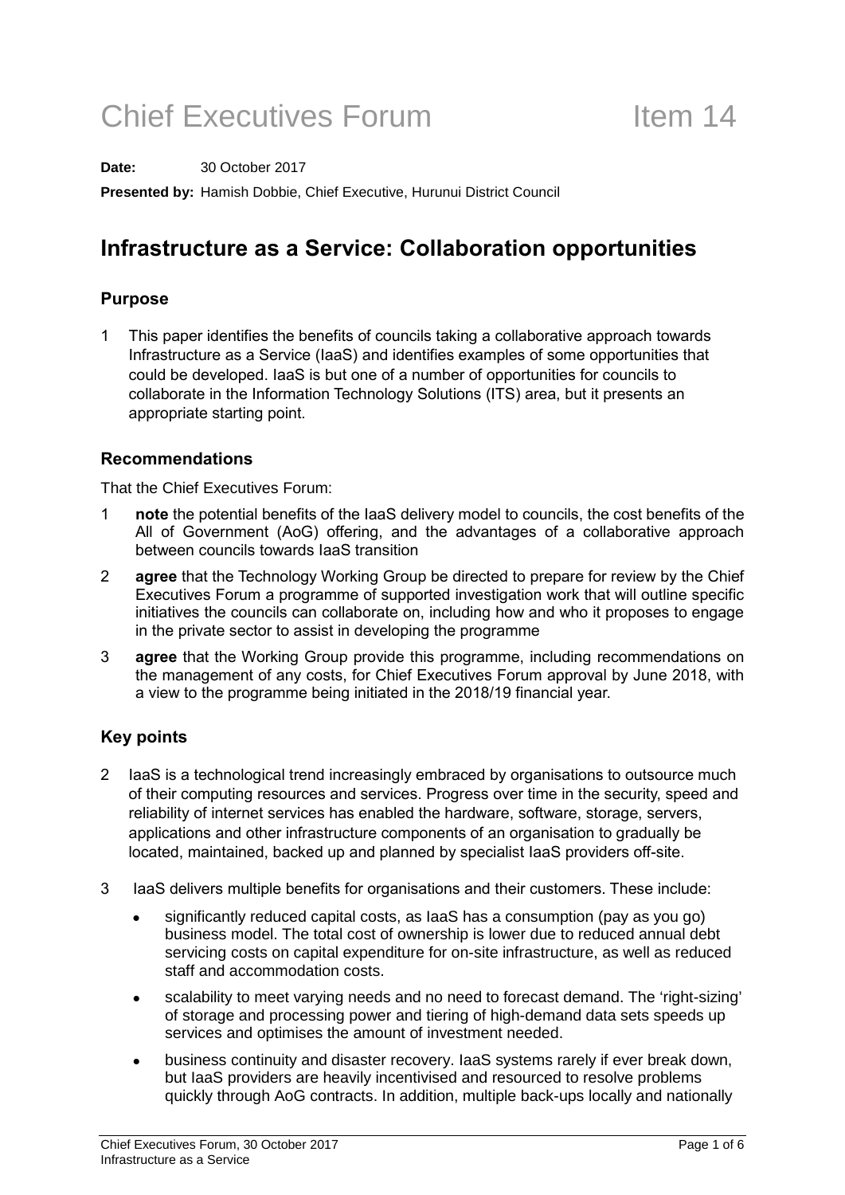# Chief Executives Forum Item 14

**Date:** 30 October 2017

**Presented by:** Hamish Dobbie, Chief Executive, Hurunui District Council

## Infrastructure as a Service: Collaboration opportunities

### Purpose

1 This paper identifies the benefits of councils taking a collaborative approach towards Infrastructure as a Service (IaaS) and identifies examples of some opportunities that could be developed. IaaS is but one of a number of opportunities for councils to collaborate in the Information Technology Solutions (ITS) area, but it presents an appropriate starting point.

### Recommendations

That the Chief Executives Forum:

1 **note** the potential benefits of the IaaS delivery model to councils, the cost benefits of the All of Government (AoG) offering, and the advantages of a collaborative approach between councils towards IaaS transition

2 **agree** that the Technology Working Group be directed to prepare for review by the Chief Executives Forum a programme of supported investigation work that will outline specific initiatives the councils can collaborate on, including how and who it proposes to engage in the private sector to assist in developing the programme

3 **agree** that the Working Group provide this programme, including recommendations on the management of any costs, for Chief Executives Forum approval by June 2018, with a view to the programme being initiated in the 2018/19 financial year.

### Key points

2 IaaS is a technological trend increasingly embraced by organisations to outsource much of their computing resources and services. Progress over time in the security, speed and reliability of internet services has enabled the hardware, software, storage, servers, applications and other infrastructure components of an organisation to gradually be located, maintained, backed up and planned by specialist IaaS providers off-site.

3 IaaS delivers multiple benefits for organisations and their customers. These include:

- significantly reduced capital costs, as IaaS has a consumption (pay as you go) business model. The total cost of ownership is lower due to reduced annual debt servicing costs on capital expenditure for on-site infrastructure, as well as reduced staff and accommodation costs.
- scalability to meet varying needs and no need to forecast demand. The 'right-sizing' of storage and processing power and tiering of high-demand data sets speeds up services and optimises the amount of investment needed.
- business continuity and disaster recovery. IaaS systems rarely if ever break down, but IaaS providers are heavily incentivised and resourced to resolve problems quickly through AoG contracts. In addition, multiple back-ups locally and nationally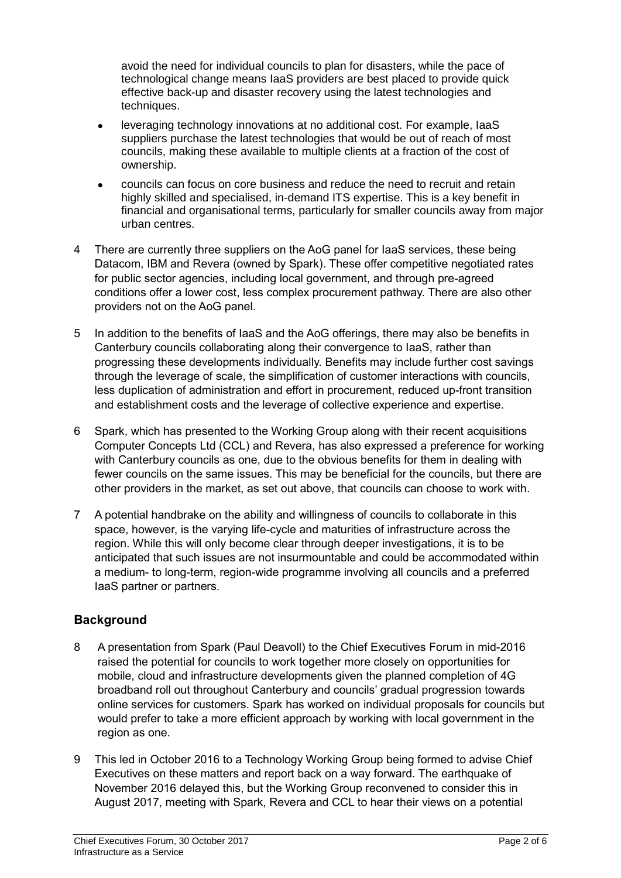avoid the need for individual councils to plan for disasters, while the pace of technological change means IaaS providers are best placed to provide quick effective back-up and disaster recovery using the latest technologies and techniques.

- leveraging technology innovations at no additional cost. For example, IaaS suppliers purchase the latest technologies that would be out of reach of most councils, making these available to multiple clients at a fraction of the cost of ownership.
- councils can focus on core business and reduce the need to recruit and retain highly skilled and specialised, in-demand ITS expertise. This is a key benefit in financial and organisational terms, particularly for smaller councils away from major urban centres.

4 There are currently three suppliers on the AoG panel for IaaS services, these being Datacom, IBM and Revera (owned by Spark). These offer competitive negotiated rates for public sector agencies, including local government, and through pre-agreed conditions offer a lower cost, less complex procurement pathway. There are also other providers not on the AoG panel.

5 In addition to the benefits of IaaS and the AoG offerings, there may also be benefits in Canterbury councils collaborating along their convergence to IaaS, rather than progressing these developments individually. Benefits may include further cost savings through the leverage of scale, the simplification of customer interactions with councils, less duplication of administration and effort in procurement, reduced up-front transition and establishment costs and the leverage of collective experience and expertise.

6 Spark, which has presented to the Working Group along with their recent acquisitions Computer Concepts Ltd (CCL) and Revera, has also expressed a preference for working with Canterbury councils as one, due to the obvious benefits for them in dealing with fewer councils on the same issues. This may be beneficial for the councils, but there are other providers in the market, as set out above, that councils can choose to work with.

7 A potential handbrake on the ability and willingness of councils to collaborate in this space, however, is the varying life-cycle and maturities of infrastructure across the region. While this will only become clear through deeper investigations, it is to be anticipated that such issues are not insurmountable and could be accommodated within a medium- to long-term, region-wide programme involving all councils and a preferred IaaS partner or partners.

## Background

8 A presentation from Spark (Paul Deavoll) to the Chief Executives Forum in mid-2016 raised the potential for councils to work together more closely on opportunities for mobile, cloud and infrastructure developments given the planned completion of 4G broadband roll out throughout Canterbury and councils' gradual progression towards online services for customers. Spark has worked on individual proposals for councils but would prefer to take a more efficient approach by working with local government in the region as one.

9 This led in October 2016 to a Technology Working Group being formed to advise Chief Executives on these matters and report back on a way forward. The earthquake of November 2016 delayed this, but the Working Group reconvened to consider this in August 2017, meeting with Spark, Revera and CCL to hear their views on a potential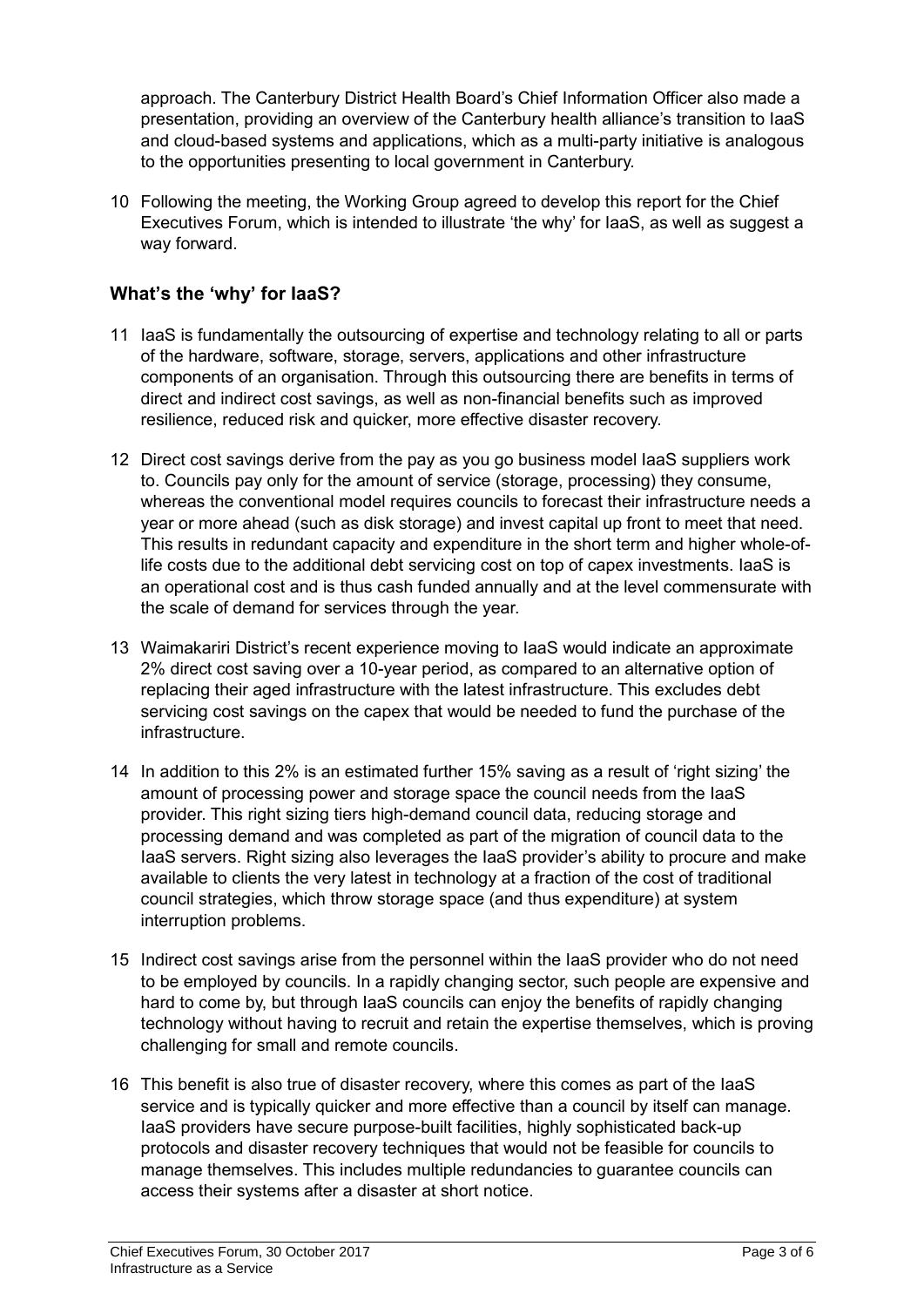approach. The Canterbury District Health Board's Chief Information Officer also made a presentation, providing an overview of the Canterbury health alliance's transition to IaaS and cloud-based systems and applications, which as a multi-party initiative is analogous to the opportunities presenting to local government in Canterbury.

10 Following the meeting, the Working Group agreed to develop this report for the Chief Executives Forum, which is intended to illustrate 'the why' for IaaS, as well as suggest a way forward.

### What's the 'why' for IaaS?

11 IaaS is fundamentally the outsourcing of expertise and technology relating to all or parts of the hardware, software, storage, servers, applications and other infrastructure components of an organisation. Through this outsourcing there are benefits in terms of direct and indirect cost savings, as well as non-financial benefits such as improved resilience, reduced risk and quicker, more effective disaster recovery.

12 Direct cost savings derive from the pay as you go business model IaaS suppliers work to. Councils pay only for the amount of service (storage, processing) they consume, whereas the conventional model requires councils to forecast their infrastructure needs a year or more ahead (such as disk storage) and invest capital up front to meet that need. This results in redundant capacity and expenditure in the short term and higher whole-of-life costs due to the additional debt servicing cost on top of capex investments. IaaS is an operational cost and is thus cash funded annually and at the level commensurate with the scale of demand for services through the year.

13 Waimakariri District's recent experience moving to IaaS would indicate an approximate 2% direct cost saving over a 10-year period, as compared to an alternative option of replacing their aged infrastructure with the latest infrastructure. This excludes debt servicing cost savings on the capex that would be needed to fund the purchase of the infrastructure.

14 In addition to this 2% is an estimated further 15% saving as a result of 'right sizing' the amount of processing power and storage space the council needs from the IaaS provider. This right sizing tiers high-demand council data, reducing storage and processing demand and was completed as part of the migration of council data to the IaaS servers. Right sizing also leverages the IaaS provider's ability to procure and make available to clients the very latest in technology at a fraction of the cost of traditional council strategies, which throw storage space (and thus expenditure) at system interruption problems.

15 Indirect cost savings arise from the personnel within the IaaS provider who do not need to be employed by councils. In a rapidly changing sector, such people are expensive and hard to come by, but through IaaS councils can enjoy the benefits of rapidly changing technology without having to recruit and retain the expertise themselves, which is proving challenging for small and remote councils.

16 This benefit is also true of disaster recovery, where this comes as part of the IaaS service and is typically quicker and more effective than a council by itself can manage. IaaS providers have secure purpose-built facilities, highly sophisticated back-up protocols and disaster recovery techniques that would not be feasible for councils to manage themselves. This includes multiple redundancies to guarantee councils can access their systems after a disaster at short notice.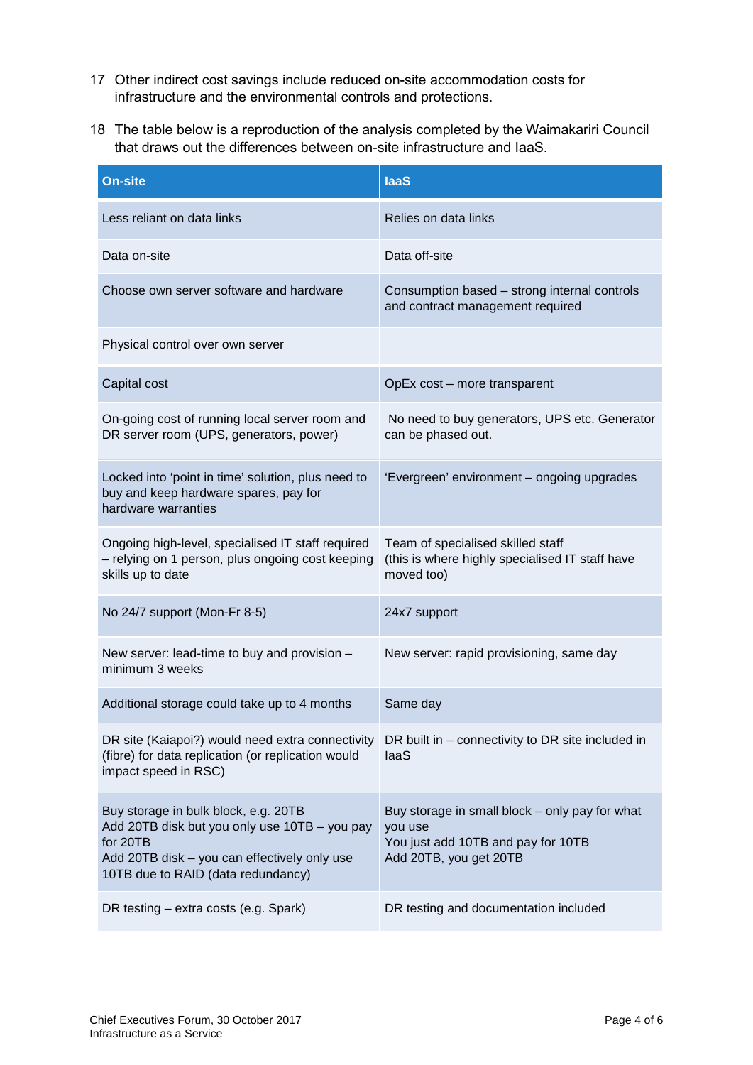17 Other indirect cost savings include reduced on-site accommodation costs for infrastructure and the environmental controls and protections.

18 The table below is a reproduction of the analysis completed by the Waimakariri Council that draws out the differences between on-site infrastructure and IaaS.

| On-site | IaaS |
|---|---|
| Less reliant on data links | Relies on data links |
| Data on-site | Data off-site |
| Choose own server software and hardware | Consumption based – strong internal controls and contract management required |
| Physical control over own server | |
| Capital cost | OpEx cost – more transparent |
| On-going cost of running local server room and DR server room (UPS, generators, power) | No need to buy generators, UPS etc. Generator can be phased out. |
| Locked into 'point in time' solution, plus need to buy and keep hardware spares, pay for hardware warranties | 'Evergreen' environment – ongoing upgrades |
| Ongoing high-level, specialised IT staff required – relying on 1 person, plus ongoing cost keeping skills up to date | Team of specialised skilled staff (this is where highly specialised IT staff have moved too) |
| No 24/7 support (Mon-Fr 8-5) | 24x7 support |
| New server: lead-time to buy and provision – minimum 3 weeks | New server: rapid provisioning, same day |
| Additional storage could take up to 4 months | Same day |
| DR site (Kaiapoi?) would need extra connectivity (fibre) for data replication (or replication would impact speed in RSC) | DR built in – connectivity to DR site included in IaaS |
| Buy storage in bulk block, e.g. 20TB<br>Add 20TB disk but you only use 10TB – you pay for 20TB<br>Add 20TB disk – you can effectively only use 10TB due to RAID (data redundancy) | Buy storage in small block – only pay for what you use<br>You just add 10TB and pay for 10TB<br>Add 20TB, you get 20TB |
| DR testing – extra costs (e.g. Spark) | DR testing and documentation included |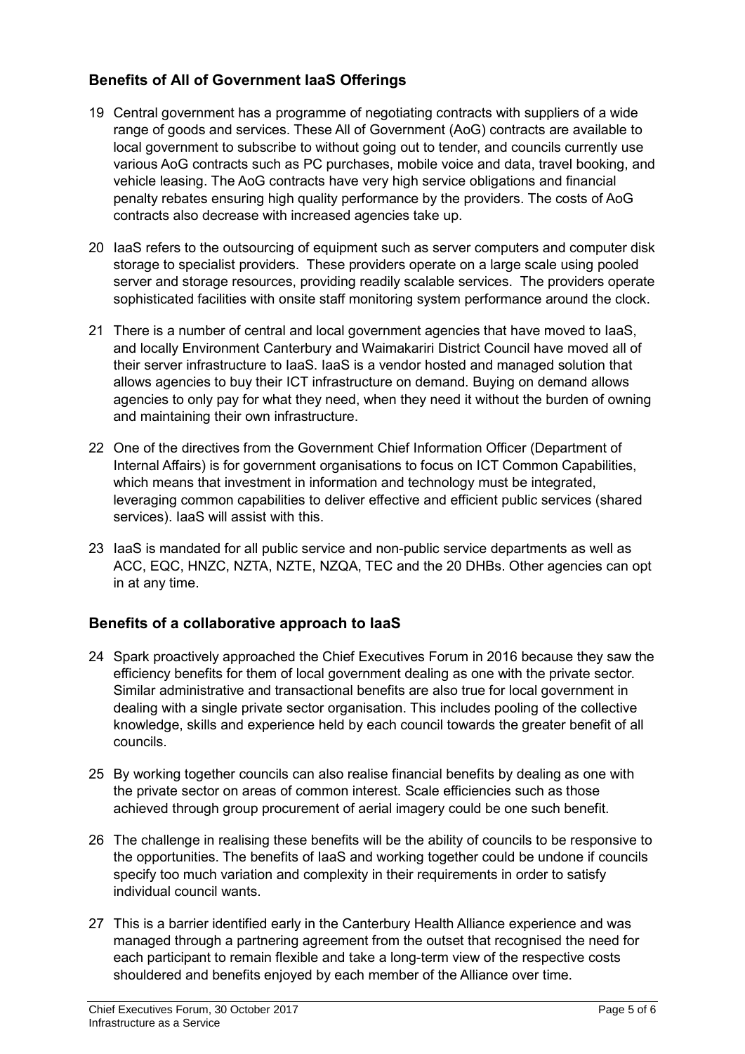## Benefits of All of Government IaaS Offerings

19 Central government has a programme of negotiating contracts with suppliers of a wide range of goods and services. These All of Government (AoG) contracts are available to local government to subscribe to without going out to tender, and councils currently use various AoG contracts such as PC purchases, mobile voice and data, travel booking, and vehicle leasing. The AoG contracts have very high service obligations and financial penalty rebates ensuring high quality performance by the providers. The costs of AoG contracts also decrease with increased agencies take up.

20 IaaS refers to the outsourcing of equipment such as server computers and computer disk storage to specialist providers. These providers operate on a large scale using pooled server and storage resources, providing readily scalable services. The providers operate sophisticated facilities with onsite staff monitoring system performance around the clock.

21 There is a number of central and local government agencies that have moved to IaaS, and locally Environment Canterbury and Waimakariri District Council have moved all of their server infrastructure to IaaS. IaaS is a vendor hosted and managed solution that allows agencies to buy their ICT infrastructure on demand. Buying on demand allows agencies to only pay for what they need, when they need it without the burden of owning and maintaining their own infrastructure.

22 One of the directives from the Government Chief Information Officer (Department of Internal Affairs) is for government organisations to focus on ICT Common Capabilities, which means that investment in information and technology must be integrated, leveraging common capabilities to deliver effective and efficient public services (shared services). IaaS will assist with this.

23 IaaS is mandated for all public service and non-public service departments as well as ACC, EQC, HNZC, NZTA, NZTE, NZQA, TEC and the 20 DHBs. Other agencies can opt in at any time.

## Benefits of a collaborative approach to IaaS

24 Spark proactively approached the Chief Executives Forum in 2016 because they saw the efficiency benefits for them of local government dealing as one with the private sector. Similar administrative and transactional benefits are also true for local government in dealing with a single private sector organisation. This includes pooling of the collective knowledge, skills and experience held by each council towards the greater benefit of all councils.

25 By working together councils can also realise financial benefits by dealing as one with the private sector on areas of common interest. Scale efficiencies such as those achieved through group procurement of aerial imagery could be one such benefit.

26 The challenge in realising these benefits will be the ability of councils to be responsive to the opportunities. The benefits of IaaS and working together could be undone if councils specify too much variation and complexity in their requirements in order to satisfy individual council wants.

27 This is a barrier identified early in the Canterbury Health Alliance experience and was managed through a partnering agreement from the outset that recognised the need for each participant to remain flexible and take a long-term view of the respective costs shouldered and benefits enjoyed by each member of the Alliance over time.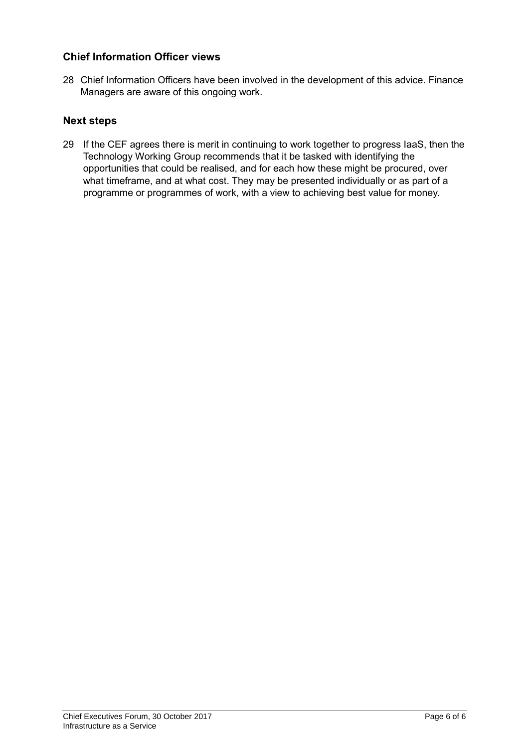## Chief Information Officer views

28 Chief Information Officers have been involved in the development of this advice. Finance Managers are aware of this ongoing work.

## Next steps

29 If the CEF agrees there is merit in continuing to work together to progress IaaS, then the Technology Working Group recommends that it be tasked with identifying the opportunities that could be realised, and for each how these might be procured, over what timeframe, and at what cost. They may be presented individually or as part of a programme or programmes of work, with a view to achieving best value for money.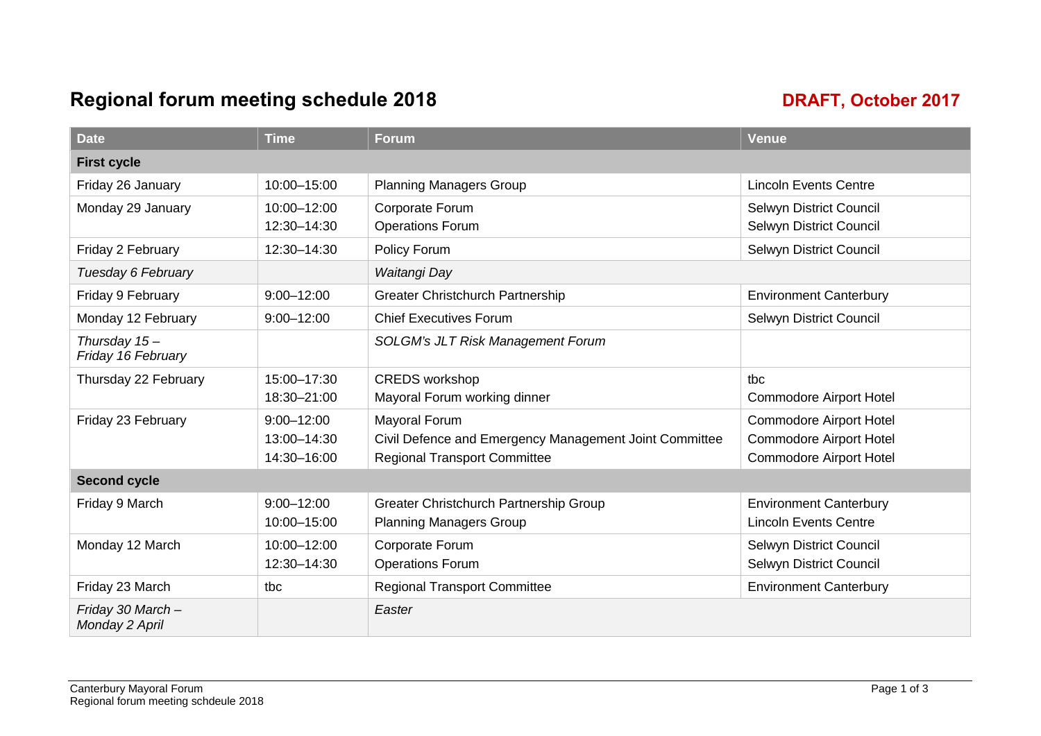# Regional forum meeting schedule 2018

**DRAFT, October 2017**

| Date | Time | Forum | Venue |
|---|---|---|---|
| **First cycle** | | | |
| Friday 26 January | 10:00–15:00 | Planning Managers Group | Lincoln Events Centre |
| Monday 29 January | 10:00–12:00<br>12:30–14:30 | Corporate Forum<br>Operations Forum | Selwyn District Council<br>Selwyn District Council |
| Friday 2 February | 12:30–14:30 | Policy Forum | Selwyn District Council |
| *Tuesday 6 February* | | *Waitangi Day* | |
| Friday 9 February | 9:00–12:00 | Greater Christchurch Partnership | Environment Canterbury |
| Monday 12 February | 9:00–12:00 | Chief Executives Forum | Selwyn District Council |
| *Thursday 15 – Friday 16 February* | | *SOLGM's JLT Risk Management Forum* | |
| Thursday 22 February | 15:00–17:30<br>18:30–21:00 | CREDS workshop<br>Mayoral Forum working dinner | tbc<br>Commodore Airport Hotel |
| Friday 23 February | 9:00–12:00<br>13:00–14:30<br>14:30–16:00 | Mayoral Forum<br>Civil Defence and Emergency Management Joint Committee<br>Regional Transport Committee | Commodore Airport Hotel<br>Commodore Airport Hotel<br>Commodore Airport Hotel |
| **Second cycle** | | | |
| Friday 9 March | 9:00–12:00<br>10:00–15:00 | Greater Christchurch Partnership Group<br>Planning Managers Group | Environment Canterbury<br>Lincoln Events Centre |
| Monday 12 March | 10:00–12:00<br>12:30–14:30 | Corporate Forum<br>Operations Forum | Selwyn District Council<br>Selwyn District Council |
| Friday 23 March | tbc | Regional Transport Committee | Environment Canterbury |
| *Friday 30 March – Monday 2 April* | | *Easter* | |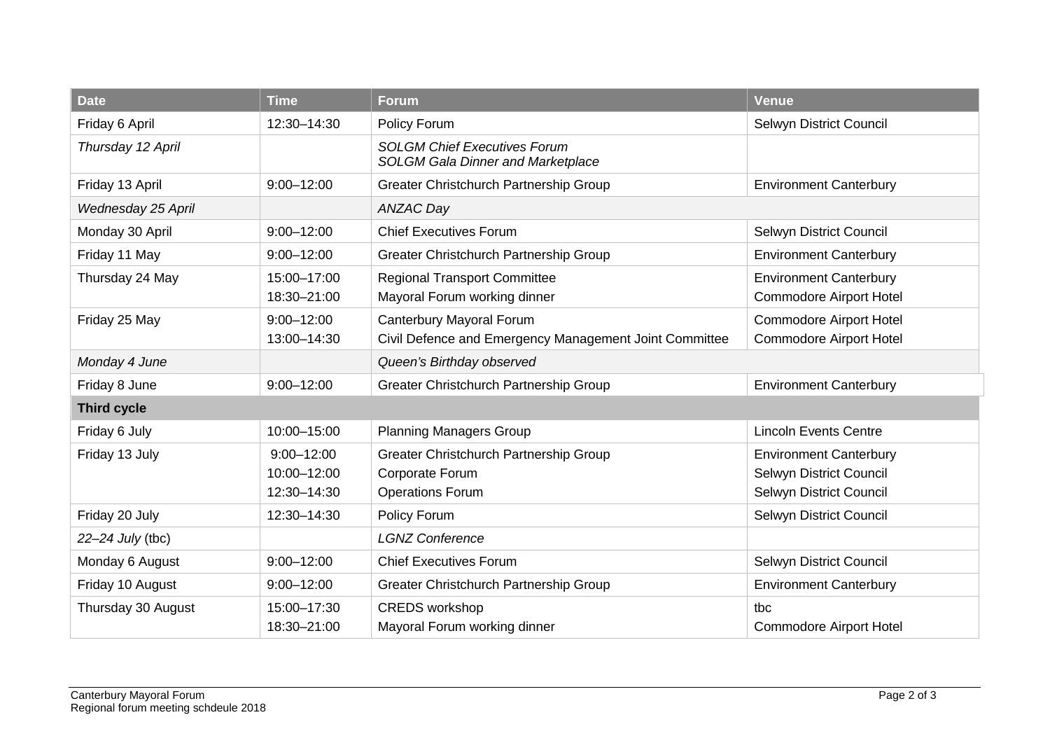| Date | Time | Forum | Venue |
|---|---|---|---|
| Friday 6 April | 12:30–14:30 | Policy Forum | Selwyn District Council |
| *Thursday 12 April* | | *SOLGM Chief Executives Forum*<br>*SOLGM Gala Dinner and Marketplace* | |
| Friday 13 April | 9:00–12:00 | Greater Christchurch Partnership Group | Environment Canterbury |
| *Wednesday 25 April* | | *ANZAC Day* | |
| Monday 30 April | 9:00–12:00 | Chief Executives Forum | Selwyn District Council |
| Friday 11 May | 9:00–12:00 | Greater Christchurch Partnership Group | Environment Canterbury |
| Thursday 24 May | 15:00–17:00<br>18:30–21:00 | Regional Transport Committee<br>Mayoral Forum working dinner | Environment Canterbury<br>Commodore Airport Hotel |
| Friday 25 May | 9:00–12:00<br>13:00–14:30 | Canterbury Mayoral Forum<br>Civil Defence and Emergency Management Joint Committee | Commodore Airport Hotel<br>Commodore Airport Hotel |
| *Monday 4 June* | | *Queen's Birthday observed* | |
| Friday 8 June | 9:00–12:00 | Greater Christchurch Partnership Group | Environment Canterbury |
| **Third cycle** | | | |
| Friday 6 July | 10:00–15:00 | Planning Managers Group | Lincoln Events Centre |
| Friday 13 July | 9:00–12:00<br>10:00–12:00<br>12:30–14:30 | Greater Christchurch Partnership Group<br>Corporate Forum<br>Operations Forum | Environment Canterbury<br>Selwyn District Council<br>Selwyn District Council |
| Friday 20 July | 12:30–14:30 | Policy Forum | Selwyn District Council |
| *22–24 July* (tbc) | | *LGNZ Conference* | |
| Monday 6 August | 9:00–12:00 | Chief Executives Forum | Selwyn District Council |
| Friday 10 August | 9:00–12:00 | Greater Christchurch Partnership Group | Environment Canterbury |
| Thursday 30 August | 15:00–17:30<br>18:30–21:00 | CREDS workshop<br>Mayoral Forum working dinner | tbc<br>Commodore Airport Hotel |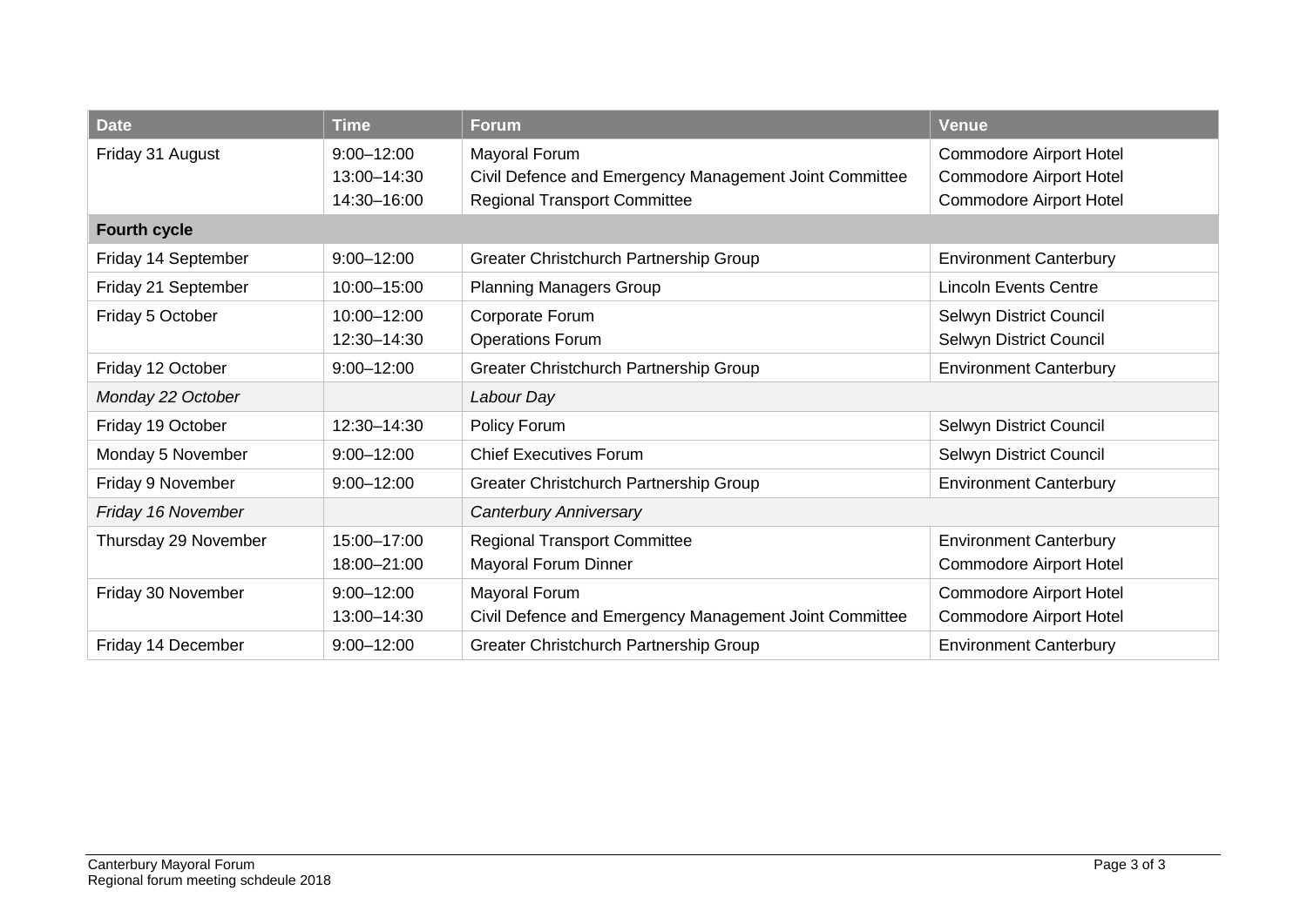| Date | Time | Forum | Venue |
| --- | --- | --- | --- |
| Friday 31 August | 9:00–12:00<br>13:00–14:30<br>14:30–16:00 | Mayoral Forum<br>Civil Defence and Emergency Management Joint Committee<br>Regional Transport Committee | Commodore Airport Hotel<br>Commodore Airport Hotel<br>Commodore Airport Hotel |
| **Fourth cycle** | | | |
| Friday 14 September | 9:00–12:00 | Greater Christchurch Partnership Group | Environment Canterbury |
| Friday 21 September | 10:00–15:00 | Planning Managers Group | Lincoln Events Centre |
| Friday 5 October | 10:00–12:00<br>12:30–14:30 | Corporate Forum<br>Operations Forum | Selwyn District Council<br>Selwyn District Council |
| Friday 12 October | 9:00–12:00 | Greater Christchurch Partnership Group | Environment Canterbury |
| *Monday 22 October* | | *Labour Day* | |
| Friday 19 October | 12:30–14:30 | Policy Forum | Selwyn District Council |
| Monday 5 November | 9:00–12:00 | Chief Executives Forum | Selwyn District Council |
| Friday 9 November | 9:00–12:00 | Greater Christchurch Partnership Group | Environment Canterbury |
| *Friday 16 November* | | *Canterbury Anniversary* | |
| Thursday 29 November | 15:00–17:00<br>18:00–21:00 | Regional Transport Committee<br>Mayoral Forum Dinner | Environment Canterbury<br>Commodore Airport Hotel |
| Friday 30 November | 9:00–12:00<br>13:00–14:30 | Mayoral Forum<br>Civil Defence and Emergency Management Joint Committee | Commodore Airport Hotel<br>Commodore Airport Hotel |
| Friday 14 December | 9:00–12:00 | Greater Christchurch Partnership Group | Environment Canterbury |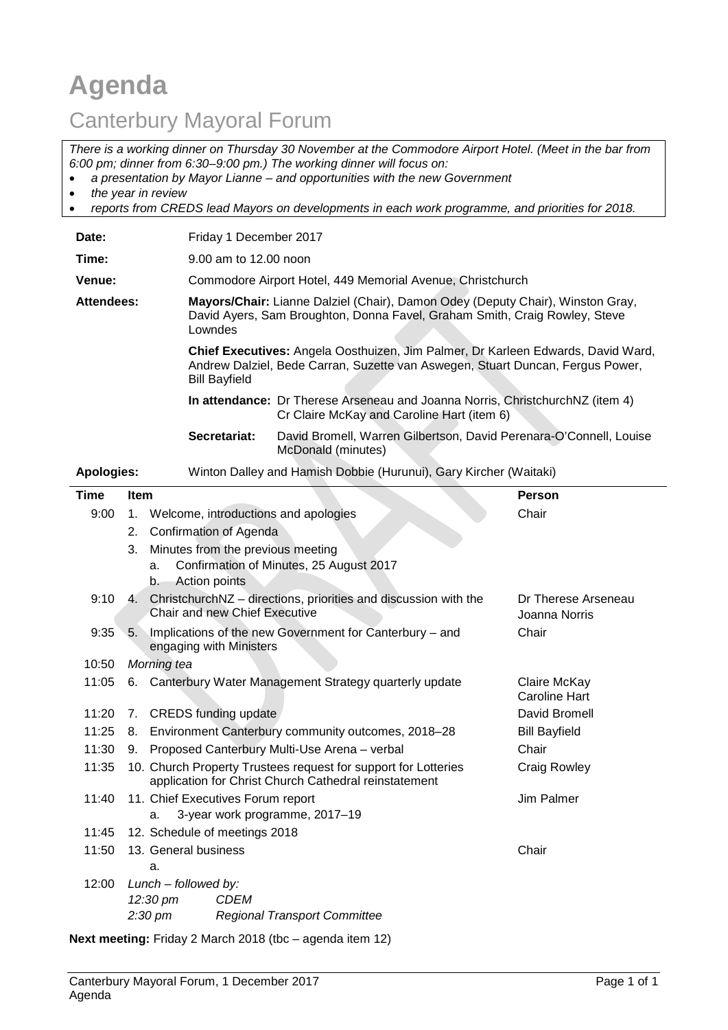# Agenda

## Canterbury Mayoral Forum

*There is a working dinner on Thursday 30 November at the Commodore Airport Hotel. (Meet in the bar from 6:00 pm; dinner from 6:30–9:00 pm.) The working dinner will focus on:*

- *a presentation by Mayor Lianne – and opportunities with the new Government*
- *the year in review*
- *reports from CREDS lead Mayors on developments in each work programme, and priorities for 2018.*

| | | |
|---|---|---|
| **Date:** | Friday 1 December 2017 | |
| **Time:** | 9.00 am to 12.00 noon | |
| **Venue:** | Commodore Airport Hotel, 449 Memorial Avenue, Christchurch | |
| **Attendees:** | **Mayors/Chair:** Lianne Dalziel (Chair), Damon Odey (Deputy Chair), Winston Gray, David Ayers, Sam Broughton, Donna Favel, Graham Smith, Craig Rowley, Steve Lowndes | |
| | **Chief Executives:** Angela Oosthuizen, Jim Palmer, Dr Karleen Edwards, David Ward, Andrew Dalziel, Bede Carran, Suzette van Aswegen, Stuart Duncan, Fergus Power, Bill Bayfield | |
| | **In attendance:** | Dr Therese Arseneau and Joanna Norris, ChristchurchNZ (item 4) Cr Claire McKay and Caroline Hart (item 6) |
| | **Secretariat:** | David Bromell, Warren Gilbertson, David Perenara-O'Connell, Louise McDonald (minutes) |
| **Apologies:** | Winton Dalley and Hamish Dobbie (Hurunui), Gary Kircher (Waitaki) | |

| Time | Item | Person |
|---|---|---|
| 9:00 | 1. Welcome, introductions and apologies | Chair |
| | 2. Confirmation of Agenda | |
| | 3. Minutes from the previous meeting<br>a. Confirmation of Minutes, 25 August 2017<br>b. Action points | |
| 9:10 | 4. ChristchurchNZ – directions, priorities and discussion with the Chair and new Chief Executive | Dr Therese Arseneau<br>Joanna Norris |
| 9:35 | 5. Implications of the new Government for Canterbury – and engaging with Ministers | Chair |
| 10:50 | *Morning tea* | |
| 11:05 | 6. Canterbury Water Management Strategy quarterly update | Claire McKay<br>Caroline Hart |
| 11:20 | 7. CREDS funding update | David Bromell |
| 11:25 | 8. Environment Canterbury community outcomes, 2018–28 | Bill Bayfield |
| 11:30 | 9. Proposed Canterbury Multi-Use Arena – verbal | Chair |
| 11:35 | 10. Church Property Trustees request for support for Lotteries application for Christ Church Cathedral reinstatement | Craig Rowley |
| 11:40 | 11. Chief Executives Forum report<br>a. 3-year work programme, 2017–19 | Jim Palmer |
| 11:45 | 12. Schedule of meetings 2018 | |
| 11:50 | 13. General business<br>a. | Chair |
| 12:00 | *Lunch – followed by:*<br>*12:30 pm CDEM*<br>*2:30 pm Regional Transport Committee* | |

**Next meeting:** Friday 2 March 2018 (tbc – agenda item 12)